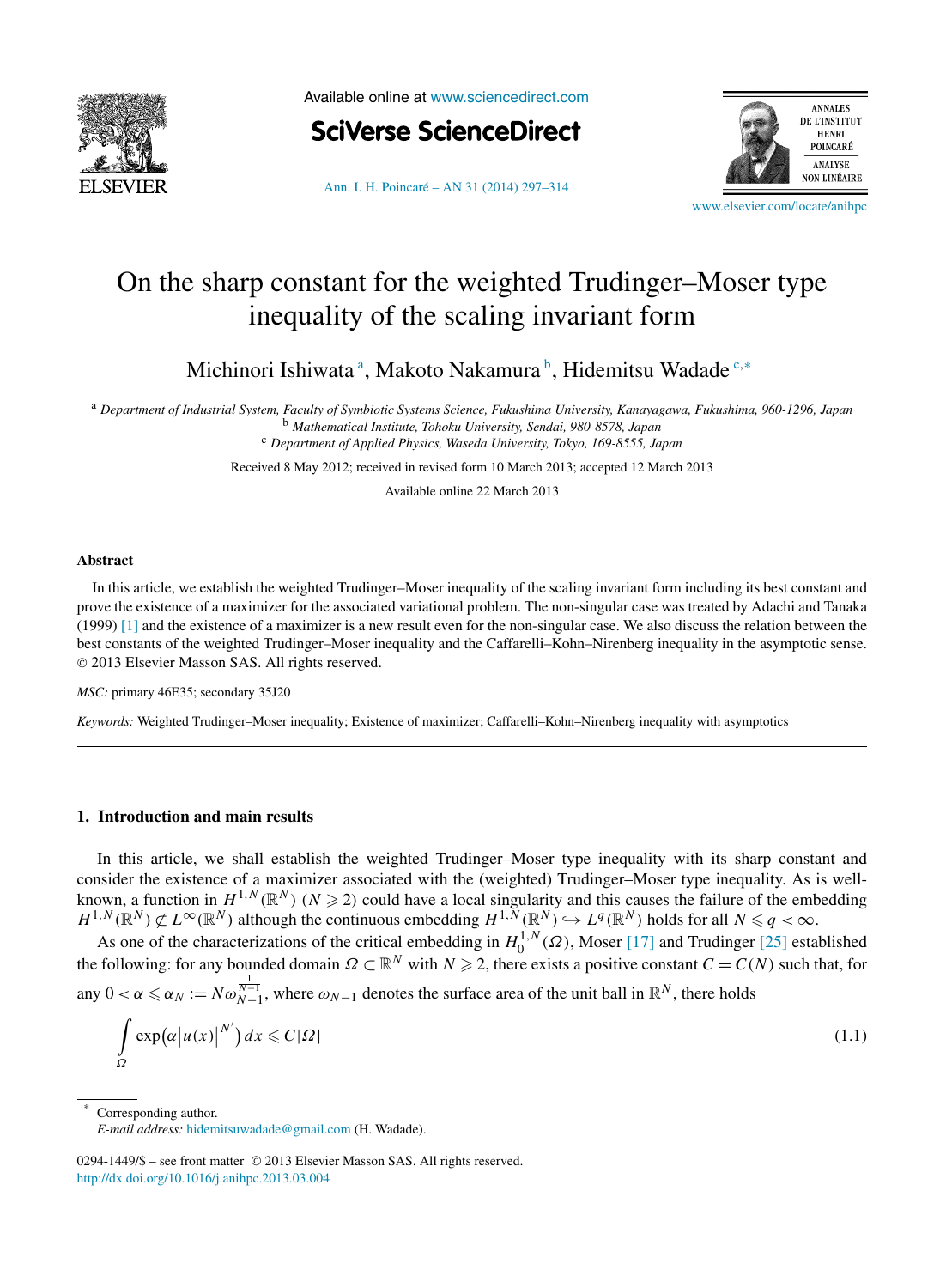# On the sharp constant for the weighted Trudinger–Moser type inequality of the scaling invariant form

Michinori Ishiwata [a], Makoto Nakamura [b], Hidemitsu Wadade [c,*]

[a] *Department of Industrial System, Faculty of Symbiotic Systems Science, Fukushima University, Kanayagawa, Fukushima, 960-1296, Japan*
[b] *Mathematical Institute, Tohoku University, Sendai, 980-8578, Japan*
[c] *Department of Applied Physics, Waseda University, Tokyo, 169-8555, Japan*

Received 8 May 2012; received in revised form 10 March 2013; accepted 12 March 2013

Available online 22 March 2013

## Abstract

In this article, we establish the weighted Trudinger–Moser inequality of the scaling invariant form including its best constant and prove the existence of a maximizer for the associated variational problem. The non-singular case was treated by Adachi and Tanaka (1999) [1] and the existence of a maximizer is a new result even for the non-singular case. We also discuss the relation between the best constants of the weighted Trudinger–Moser inequality and the Caffarelli–Kohn–Nirenberg inequality in the asymptotic sense.
© 2013 Elsevier Masson SAS. All rights reserved.

*MSC:* primary 46E35; secondary 35J20

*Keywords:* Weighted Trudinger–Moser inequality; Existence of maximizer; Caffarelli–Kohn–Nirenberg inequality with asymptotics

## 1. Introduction and main results

In this article, we shall establish the weighted Trudinger–Moser type inequality with its sharp constant and consider the existence of a maximizer associated with the (weighted) Trudinger–Moser type inequality. As is well-known, a function in $H^{1,N}(\mathbb{R}^N)$ ($N \geqslant 2$) could have a local singularity and this causes the failure of the embedding $H^{1,N}(\mathbb{R}^N) \not\subset L^\infty(\mathbb{R}^N)$ although the continuous embedding $H^{1,N}(\mathbb{R}^N) \hookrightarrow L^q(\mathbb{R}^N)$ holds for all $N \leqslant q < \infty$.

As one of the characterizations of the critical embedding in $H_0^{1,N}(\Omega)$, Moser [17] and Trudinger [25] established the following: for any bounded domain $\Omega \subset \mathbb{R}^N$ with $N \geqslant 2$, there exists a positive constant $C = C(N)$ such that, for any $0 < \alpha \leqslant \alpha_N := N\omega_{N-1}^{\frac{1}{N-1}}$, where $\omega_{N-1}$ denotes the surface area of the unit ball in $\mathbb{R}^N$, there holds

$$\int_\Omega \exp\bigl(\alpha |u(x)|^{N'}\bigr)\,dx \leqslant C|\Omega| \tag{1.1}$$

---

\* Corresponding author.
*E-mail address:* hidemitsuwadade@gmail.com (H. Wadade).

0294-1449/$ – see front matter © 2013 Elsevier Masson SAS. All rights reserved.
http://dx.doi.org/10.1016/j.anihpc.2013.03.004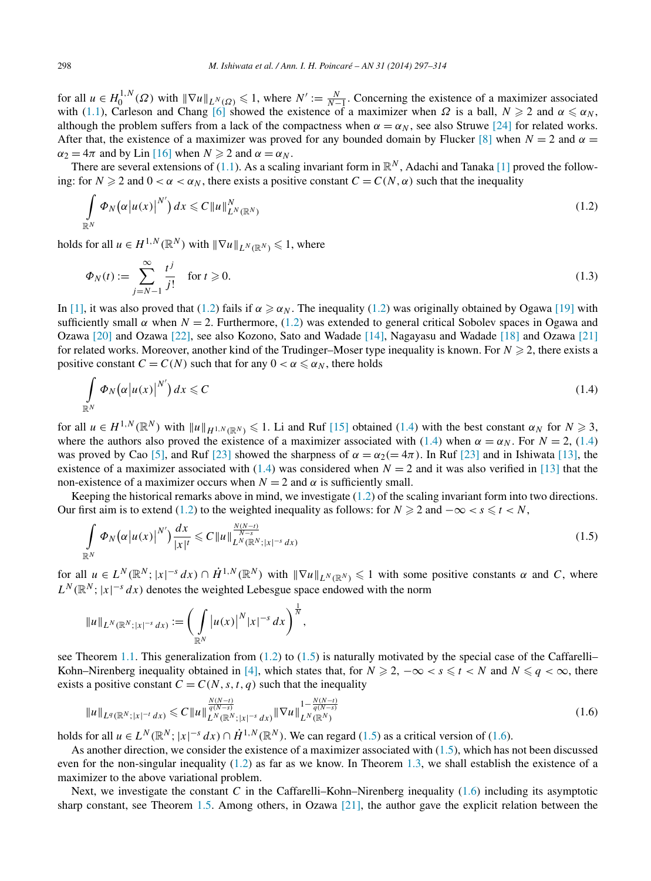for all $u \in H_0^{1,N}(\Omega)$ with $\|\nabla u\|_{L^N(\Omega)} \leqslant 1$, where $N' := \frac{N}{N-1}$. Concerning the existence of a maximizer associated with (1.1), Carleson and Chang [6] showed the existence of a maximizer when $\Omega$ is a ball, $N \geqslant 2$ and $\alpha \leqslant \alpha_N$, although the problem suffers from a lack of the compactness when $\alpha = \alpha_N$, see also Struwe [24] for related works. After that, the existence of a maximizer was proved for any bounded domain by Flucker [8] when $N = 2$ and $\alpha = \alpha_2 = 4\pi$ and by Lin [16] when $N \geqslant 2$ and $\alpha = \alpha_N$.

There are several extensions of (1.1). As a scaling invariant form in $\mathbb{R}^N$, Adachi and Tanaka [1] proved the following: for $N \geqslant 2$ and $0 < \alpha < \alpha_N$, there exists a positive constant $C = C(N, \alpha)$ such that the inequality

$$\int_{\mathbb{R}^N} \Phi_N\big(\alpha |u(x)|^{N'}\big)\, dx \leqslant C \|u\|_{L^N(\mathbb{R}^N)}^N \tag{1.2}$$

holds for all $u \in H^{1,N}(\mathbb{R}^N)$ with $\|\nabla u\|_{L^N(\mathbb{R}^N)} \leqslant 1$, where

$$\Phi_N(t) := \sum_{j=N-1}^{\infty} \frac{t^j}{j!} \quad \text{for } t \geqslant 0. \tag{1.3}$$

In [1], it was also proved that (1.2) fails if $\alpha \geqslant \alpha_N$. The inequality (1.2) was originally obtained by Ogawa [19] with sufficiently small $\alpha$ when $N = 2$. Furthermore, (1.2) was extended to general critical Sobolev spaces in Ogawa and Ozawa [20] and Ozawa [22], see also Kozono, Sato and Wadade [14], Nagayasu and Wadade [18] and Ozawa [21] for related works. Moreover, another kind of the Trudinger–Moser type inequality is known. For $N \geqslant 2$, there exists a positive constant $C = C(N)$ such that for any $0 < \alpha \leqslant \alpha_N$, there holds

$$\int_{\mathbb{R}^N} \Phi_N\big(\alpha |u(x)|^{N'}\big)\, dx \leqslant C \tag{1.4}$$

for all $u \in H^{1,N}(\mathbb{R}^N)$ with $\|u\|_{H^{1,N}(\mathbb{R}^N)} \leqslant 1$. Li and Ruf [15] obtained (1.4) with the best constant $\alpha_N$ for $N \geqslant 3$, where the authors also proved the existence of a maximizer associated with (1.4) when $\alpha = \alpha_N$. For $N = 2$, (1.4) was proved by Cao [5], and Ruf [23] showed the sharpness of $\alpha = \alpha_2 (= 4\pi)$. In Ruf [23] and in Ishiwata [13], the existence of a maximizer associated with (1.4) was considered when $N = 2$ and it was also verified in [13] that the non-existence of a maximizer occurs when $N = 2$ and $\alpha$ is sufficiently small.

Keeping the historical remarks above in mind, we investigate (1.2) of the scaling invariant form into two directions. Our first aim is to extend (1.2) to the weighted inequality as follows: for $N \geqslant 2$ and $-\infty < s \leqslant t < N$,

$$\int_{\mathbb{R}^N} \Phi_N\big(\alpha |u(x)|^{N'}\big)\, \frac{dx}{|x|^t} \leqslant C \|u\|_{L^N(\mathbb{R}^N; |x|^{-s}\, dx)}^{\frac{N(N-t)}{N-s}} \tag{1.5}$$

for all $u \in L^N(\mathbb{R}^N; |x|^{-s}\, dx) \cap \dot{H}^{1,N}(\mathbb{R}^N)$ with $\|\nabla u\|_{L^N(\mathbb{R}^N)} \leqslant 1$ with some positive constants $\alpha$ and $C$, where $L^N(\mathbb{R}^N; |x|^{-s}\, dx)$ denotes the weighted Lebesgue space endowed with the norm

$$\|u\|_{L^N(\mathbb{R}^N; |x|^{-s}\, dx)} := \left( \int_{\mathbb{R}^N} |u(x)|^N |x|^{-s}\, dx \right)^{\frac{1}{N}},$$

see Theorem 1.1. This generalization from (1.2) to (1.5) is naturally motivated by the special case of the Caffarelli–Kohn–Nirenberg inequality obtained in [4], which states that, for $N \geqslant 2$, $-\infty < s \leqslant t < N$ and $N \leqslant q < \infty$, there exists a positive constant $C = C(N, s, t, q)$ such that the inequality

$$\|u\|_{L^q(\mathbb{R}^N; |x|^{-t}\, dx)} \leqslant C \|u\|_{L^N(\mathbb{R}^N; |x|^{-s}\, dx)}^{\frac{N(N-t)}{q(N-s)}} \|\nabla u\|_{L^N(\mathbb{R}^N)}^{1 - \frac{N(N-t)}{q(N-s)}} \tag{1.6}$$

holds for all $u \in L^N(\mathbb{R}^N; |x|^{-s}\, dx) \cap \dot{H}^{1,N}(\mathbb{R}^N)$. We can regard (1.5) as a critical version of (1.6).

As another direction, we consider the existence of a maximizer associated with (1.5), which has not been discussed even for the non-singular inequality (1.2) as far as we know. In Theorem 1.3, we shall establish the existence of a maximizer to the above variational problem.

Next, we investigate the constant $C$ in the Caffarelli–Kohn–Nirenberg inequality (1.6) including its asymptotic sharp constant, see Theorem 1.5. Among others, in Ozawa [21], the author gave the explicit relation between the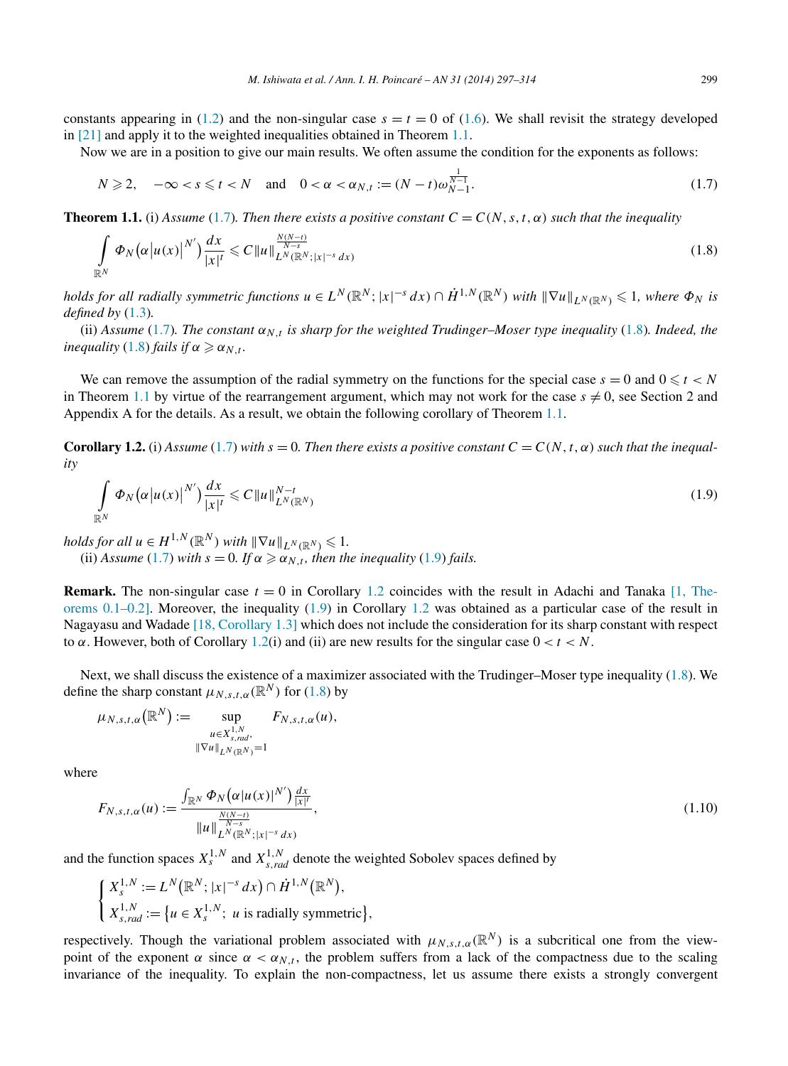constants appearing in (1.2) and the non-singular case $s = t = 0$ of (1.6). We shall revisit the strategy developed in [21] and apply it to the weighted inequalities obtained in Theorem 1.1.

Now we are in a position to give our main results. We often assume the condition for the exponents as follows:

$$N \geqslant 2, \quad -\infty < s \leqslant t < N \quad \text{and} \quad 0 < \alpha < \alpha_{N,t} := (N-t)\omega_{N-1}^{\frac{1}{N-1}}. \tag{1.7}$$

**Theorem 1.1.** (i) *Assume* (1.7). *Then there exists a positive constant $C = C(N, s, t, \alpha)$ such that the inequality*

$$\int_{\mathbb{R}^N} \Phi_N\big(\alpha |u(x)|^{N'}\big) \frac{dx}{|x|^t} \leqslant C \|u\|_{L^N(\mathbb{R}^N; |x|^{-s}\, dx)}^{\frac{N(N-t)}{N-s}} \tag{1.8}$$

*holds for all radially symmetric functions $u \in L^N(\mathbb{R}^N; |x|^{-s}\, dx) \cap \dot{H}^{1,N}(\mathbb{R}^N)$ with $\|\nabla u\|_{L^N(\mathbb{R}^N)} \leqslant 1$, where $\Phi_N$ is defined by* (1.3).

(ii) *Assume* (1.7). *The constant $\alpha_{N,t}$ is sharp for the weighted Trudinger–Moser type inequality* (1.8). *Indeed, the inequality* (1.8) *fails if $\alpha \geqslant \alpha_{N,t}$.*

We can remove the assumption of the radial symmetry on the functions for the special case $s = 0$ and $0 \leqslant t < N$ in Theorem 1.1 by virtue of the rearrangement argument, which may not work for the case $s \neq 0$, see Section 2 and Appendix A for the details. As a result, we obtain the following corollary of Theorem 1.1.

**Corollary 1.2.** (i) *Assume* (1.7) *with $s = 0$. Then there exists a positive constant $C = C(N, t, \alpha)$ such that the inequality*

$$\int_{\mathbb{R}^N} \Phi_N\big(\alpha |u(x)|^{N'}\big) \frac{dx}{|x|^t} \leqslant C \|u\|_{L^N(\mathbb{R}^N)}^{N-t} \tag{1.9}$$

*holds for all $u \in H^{1,N}(\mathbb{R}^N)$ with $\|\nabla u\|_{L^N(\mathbb{R}^N)} \leqslant 1$.*

(ii) *Assume* (1.7) *with $s = 0$. If $\alpha \geqslant \alpha_{N,t}$, then the inequality* (1.9) *fails.*

**Remark.** The non-singular case $t = 0$ in Corollary 1.2 coincides with the result in Adachi and Tanaka [1, Theorems 0.1–0.2]. Moreover, the inequality (1.9) in Corollary 1.2 was obtained as a particular case of the result in Nagayasu and Wadade [18, Corollary 1.3] which does not include the consideration for its sharp constant with respect to $\alpha$. However, both of Corollary 1.2(i) and (ii) are new results for the singular case $0 < t < N$.

Next, we shall discuss the existence of a maximizer associated with the Trudinger–Moser type inequality (1.8). We define the sharp constant $\mu_{N,s,t,\alpha}(\mathbb{R}^N)$ for (1.8) by

$$\mu_{N,s,t,\alpha}(\mathbb{R}^N) := \sup_{\substack{u \in X^{1,N}_{s,rad}, \\ \|\nabla u\|_{L^N(\mathbb{R}^N)} = 1}} F_{N,s,t,\alpha}(u),$$

where

$$F_{N,s,t,\alpha}(u) := \frac{\int_{\mathbb{R}^N} \Phi_N\big(\alpha |u(x)|^{N'}\big) \frac{dx}{|x|^t}}{\|u\|_{L^N(\mathbb{R}^N; |x|^{-s}\, dx)}^{\frac{N(N-t)}{N-s}}}, \tag{1.10}$$

and the function spaces $X^{1,N}_s$ and $X^{1,N}_{s,rad}$ denote the weighted Sobolev spaces defined by

$$\begin{cases} X^{1,N}_s := L^N(\mathbb{R}^N; |x|^{-s}\, dx) \cap \dot{H}^{1,N}(\mathbb{R}^N), \\ X^{1,N}_{s,rad} := \{u \in X^{1,N}_s;\ u \text{ is radially symmetric}\}, \end{cases}$$

respectively. Though the variational problem associated with $\mu_{N,s,t,\alpha}(\mathbb{R}^N)$ is a subcritical one from the viewpoint of the exponent $\alpha$ since $\alpha < \alpha_{N,t}$, the problem suffers from a lack of the compactness due to the scaling invariance of the inequality. To explain the non-compactness, let us assume there exists a strongly convergent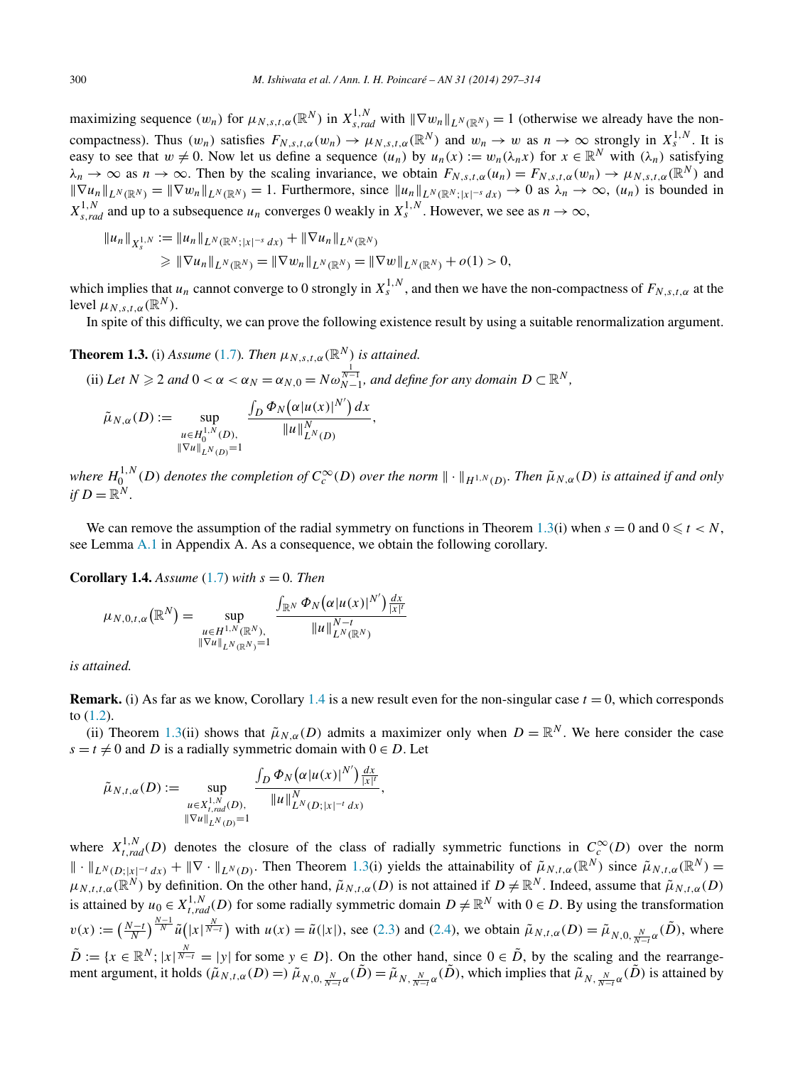maximizing sequence $(w_n)$ for $\mu_{N,s,t,\alpha}(\mathbb{R}^N)$ in $X^{1,N}_{s,rad}$ with $\|\nabla w_n\|_{L^N(\mathbb{R}^N)} = 1$ (otherwise we already have the non-compactness). Thus $(w_n)$ satisfies $F_{N,s,t,\alpha}(w_n) \to \mu_{N,s,t,\alpha}(\mathbb{R}^N)$ and $w_n \to w$ as $n \to \infty$ strongly in $X^{1,N}_s$. It is easy to see that $w \neq 0$. Now let us define a sequence $(u_n)$ by $u_n(x) := w_n(\lambda_n x)$ for $x \in \mathbb{R}^N$ with $(\lambda_n)$ satisfying $\lambda_n \to \infty$ as $n \to \infty$. Then by the scaling invariance, we obtain $F_{N,s,t,\alpha}(u_n) = F_{N,s,t,\alpha}(w_n) \to \mu_{N,s,t,\alpha}(\mathbb{R}^N)$ and $\|\nabla u_n\|_{L^N(\mathbb{R}^N)} = \|\nabla w_n\|_{L^N(\mathbb{R}^N)} = 1$. Furthermore, since $\|u_n\|_{L^N(\mathbb{R}^N;|x|^{-s}\,dx)} \to 0$ as $\lambda_n \to \infty$, $(u_n)$ is bounded in $X^{1,N}_{s,rad}$ and up to a subsequence $u_n$ converges 0 weakly in $X^{1,N}_s$. However, we see as $n \to \infty$,

$$
\begin{aligned}
\|u_n\|_{X^{1,N}_s} &:= \|u_n\|_{L^N(\mathbb{R}^N;|x|^{-s}\,dx)} + \|\nabla u_n\|_{L^N(\mathbb{R}^N)} \\
&\geqslant \|\nabla u_n\|_{L^N(\mathbb{R}^N)} = \|\nabla w_n\|_{L^N(\mathbb{R}^N)} = \|\nabla w\|_{L^N(\mathbb{R}^N)} + o(1) > 0,
\end{aligned}
$$

which implies that $u_n$ cannot converge to 0 strongly in $X^{1,N}_s$, and then we have the non-compactness of $F_{N,s,t,\alpha}$ at the level $\mu_{N,s,t,\alpha}(\mathbb{R}^N)$.

In spite of this difficulty, we can prove the following existence result by using a suitable renormalization argument.

**Theorem 1.3.** (i) *Assume* (1.7). *Then $\mu_{N,s,t,\alpha}(\mathbb{R}^N)$ is attained.*

(ii) *Let $N \geqslant 2$ and $0 < \alpha < \alpha_N = \alpha_{N,0} = N\omega_{N-1}^{\frac{1}{N-1}}$, and define for any domain $D \subset \mathbb{R}^N$,*

$$
\tilde{\mu}_{N,\alpha}(D) := \sup_{\substack{u \in H^{1,N}_0(D),\\ \|\nabla u\|_{L^N(D)}=1}} \frac{\int_D \Phi_N\big(\alpha|u(x)|^{N'}\big)\,dx}{\|u\|^N_{L^N(D)}},
$$

*where $H^{1,N}_0(D)$ denotes the completion of $C^\infty_c(D)$ over the norm $\|\cdot\|_{H^{1,N}(D)}$. Then $\tilde{\mu}_{N,\alpha}(D)$ is attained if and only if $D = \mathbb{R}^N$.*

We can remove the assumption of the radial symmetry on functions in Theorem 1.3(i) when $s = 0$ and $0 \leqslant t < N$, see Lemma A.1 in Appendix A. As a consequence, we obtain the following corollary.

**Corollary 1.4.** *Assume* (1.7) *with $s = 0$. Then*

$$
\mu_{N,0,t,\alpha}\big(\mathbb{R}^N\big) = \sup_{\substack{u \in H^{1,N}(\mathbb{R}^N),\\ \|\nabla u\|_{L^N(\mathbb{R}^N)}=1}} \frac{\int_{\mathbb{R}^N} \Phi_N\big(\alpha|u(x)|^{N'}\big)\frac{dx}{|x|^t}}{\|u\|^{N-t}_{L^N(\mathbb{R}^N)}}
$$

*is attained.*

**Remark.** (i) As far as we know, Corollary 1.4 is a new result even for the non-singular case $t = 0$, which corresponds to (1.2).

(ii) Theorem 1.3(ii) shows that $\tilde{\mu}_{N,\alpha}(D)$ admits a maximizer only when $D = \mathbb{R}^N$. We here consider the case $s = t \neq 0$ and $D$ is a radially symmetric domain with $0 \in D$. Let

$$
\tilde{\mu}_{N,t,\alpha}(D) := \sup_{\substack{u \in X^{1,N}_{t,rad}(D),\\ \|\nabla u\|_{L^N(D)}=1}} \frac{\int_D \Phi_N\big(\alpha|u(x)|^{N'}\big)\frac{dx}{|x|^t}}{\|u\|^N_{L^N(D;|x|^{-t}\,dx)}},
$$

where $X^{1,N}_{t,rad}(D)$ denotes the closure of the class of radially symmetric functions in $C^\infty_c(D)$ over the norm $\|\cdot\|_{L^N(D;|x|^{-t}\,dx)} + \|\nabla\cdot\|_{L^N(D)}$. Then Theorem 1.3(i) yields the attainability of $\tilde{\mu}_{N,t,\alpha}(\mathbb{R}^N)$ since $\tilde{\mu}_{N,t,\alpha}(\mathbb{R}^N) = \mu_{N,t,t,\alpha}(\mathbb{R}^N)$ by definition. On the other hand, $\tilde{\mu}_{N,t,\alpha}(D)$ is not attained if $D \neq \mathbb{R}^N$. Indeed, assume that $\tilde{\mu}_{N,t,\alpha}(D)$ is attained by $u_0 \in X^{1,N}_{t,rad}(D)$ for some radially symmetric domain $D \neq \mathbb{R}^N$ with $0 \in D$. By using the transformation $v(x) := \big(\frac{N-t}{N}\big)^{\frac{N-1}{N}}\tilde{u}\big(|x|^{\frac{N}{N-t}}\big)$ with $u(x) = \tilde{u}(|x|)$, see (2.3) and (2.4), we obtain $\tilde{\mu}_{N,t,\alpha}(D) = \tilde{\mu}_{N,0,\frac{N}{N-t}\alpha}(\tilde{D})$, where $\tilde{D} := \{x \in \mathbb{R}^N;\, |x|^{\frac{N}{N-t}} = |y| \text{ for some } y \in D\}$. On the other hand, since $0 \in \tilde{D}$, by the scaling and the rearrangement argument, it holds $(\tilde{\mu}_{N,t,\alpha}(D) =)\ \tilde{\mu}_{N,0,\frac{N}{N-t}\alpha}(\tilde{D}) = \tilde{\mu}_{N,\frac{N}{N-t}\alpha}(\tilde{D})$, which implies that $\tilde{\mu}_{N,\frac{N}{N-t}\alpha}(\tilde{D})$ is attained by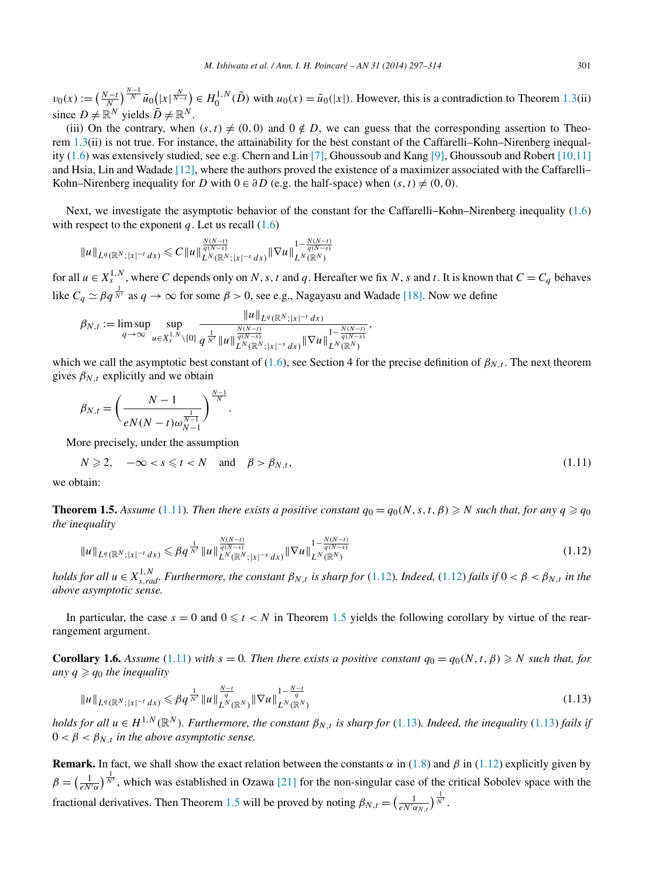$v_0(x) := \left(\frac{N-t}{N}\right)^{\frac{N-1}{N}} \tilde{u}_0\left(|x|^{\frac{N}{N-t}}\right) \in H_0^{1,N}(\tilde{D})$ with $u_0(x) = \tilde{u}_0(|x|)$. However, this is a contradiction to Theorem 1.3(ii) since $D \neq \mathbb{R}^N$ yields $\tilde{D} \neq \mathbb{R}^N$.

(iii) On the contrary, when $(s,t) \neq (0,0)$ and $0 \notin D$, we can guess that the corresponding assertion to Theorem 1.3(ii) is not true. For instance, the attainability for the best constant of the Caffarelli–Kohn–Nirenberg inequality (1.6) was extensively studied, see e.g. Chern and Lin [7], Ghoussoub and Kang [9], Ghoussoub and Robert [10,11] and Hsia, Lin and Wadade [12], where the authors proved the existence of a maximizer associated with the Caffarelli–Kohn–Nirenberg inequality for $D$ with $0 \in \partial D$ (e.g. the half-space) when $(s,t) \neq (0,0)$.

Next, we investigate the asymptotic behavior of the constant for the Caffarelli–Kohn–Nirenberg inequality (1.6) with respect to the exponent $q$. Let us recall (1.6)

$$\|u\|_{L^q(\mathbb{R}^N;|x|^{-t}\,dx)} \leqslant C \|u\|_{L^N(\mathbb{R}^N;|x|^{-s}\,dx)}^{\frac{N(N-t)}{q(N-s)}} \|\nabla u\|_{L^N(\mathbb{R}^N)}^{1-\frac{N(N-t)}{q(N-s)}}$$

for all $u \in X_s^{1,N}$, where $C$ depends only on $N$, $s$, $t$ and $q$. Hereafter we fix $N$, $s$ and $t$. It is known that $C = C_q$ behaves like $C_q \simeq \beta q^{\frac{1}{N'}}$ as $q \to \infty$ for some $\beta > 0$, see e.g., Nagayasu and Wadade [18]. Now we define

$$\beta_{N,t} := \limsup_{q\to\infty} \sup_{u \in X_s^{1,N}\setminus\{0\}} \frac{\|u\|_{L^q(\mathbb{R}^N;|x|^{-t}\,dx)}}{q^{\frac{1}{N'}} \|u\|_{L^N(\mathbb{R}^N;|x|^{-s}\,dx)}^{\frac{N(N-t)}{q(N-s)}} \|\nabla u\|_{L^N(\mathbb{R}^N)}^{1-\frac{N(N-t)}{q(N-s)}}},$$

which we call the asymptotic best constant of (1.6), see Section 4 for the precise definition of $\beta_{N,t}$. The next theorem gives $\beta_{N,t}$ explicitly and we obtain

$$\beta_{N,t} = \left(\frac{N-1}{eN(N-t)\omega_{N-1}^{\frac{1}{N-1}}}\right)^{\frac{N-1}{N}}.$$

More precisely, under the assumption

$$N \geqslant 2, \quad -\infty < s \leqslant t < N \quad \text{and} \quad \beta > \beta_{N,t}, \tag{1.11}$$

we obtain:

**Theorem 1.5.** *Assume* (1.11)*. Then there exists a positive constant $q_0 = q_0(N,s,t,\beta) \geqslant N$ such that, for any $q \geqslant q_0$ the inequality*

$$\|u\|_{L^q(\mathbb{R}^N;|x|^{-t}\,dx)} \leqslant \beta q^{\frac{1}{N'}} \|u\|_{L^N(\mathbb{R}^N;|x|^{-s}\,dx)}^{\frac{N(N-t)}{q(N-s)}} \|\nabla u\|_{L^N(\mathbb{R}^N)}^{1-\frac{N(N-t)}{q(N-s)}} \tag{1.12}$$

*holds for all $u \in X_{s,rad}^{1,N}$. Furthermore, the constant $\beta_{N,t}$ is sharp for* (1.12)*. Indeed,* (1.12) *fails if $0 < \beta < \beta_{N,t}$ in the above asymptotic sense.*

In particular, the case $s = 0$ and $0 \leqslant t < N$ in Theorem 1.5 yields the following corollary by virtue of the rearrangement argument.

**Corollary 1.6.** *Assume* (1.11) *with $s = 0$. Then there exists a positive constant $q_0 = q_0(N,t,\beta) \geqslant N$ such that, for any $q \geqslant q_0$ the inequality*

$$\|u\|_{L^q(\mathbb{R}^N;|x|^{-t}\,dx)} \leqslant \beta q^{\frac{1}{N'}} \|u\|_{L^N(\mathbb{R}^N)}^{\frac{N-t}{q}} \|\nabla u\|_{L^N(\mathbb{R}^N)}^{1-\frac{N-t}{q}} \tag{1.13}$$

*holds for all $u \in H^{1,N}(\mathbb{R}^N)$. Furthermore, the constant $\beta_{N,t}$ is sharp for* (1.13)*. Indeed, the inequality* (1.13) *fails if $0 < \beta < \beta_{N,t}$ in the above asymptotic sense.*

**Remark.** In fact, we shall show the exact relation between the constants $\alpha$ in (1.8) and $\beta$ in (1.12) explicitly given by $\beta = \left(\frac{1}{eN'\alpha}\right)^{\frac{1}{N'}}$, which was established in Ozawa [21] for the non-singular case of the critical Sobolev space with the fractional derivatives. Then Theorem 1.5 will be proved by noting $\beta_{N,t} = \left(\frac{1}{eN'\alpha_{N,t}}\right)^{\frac{1}{N'}}$.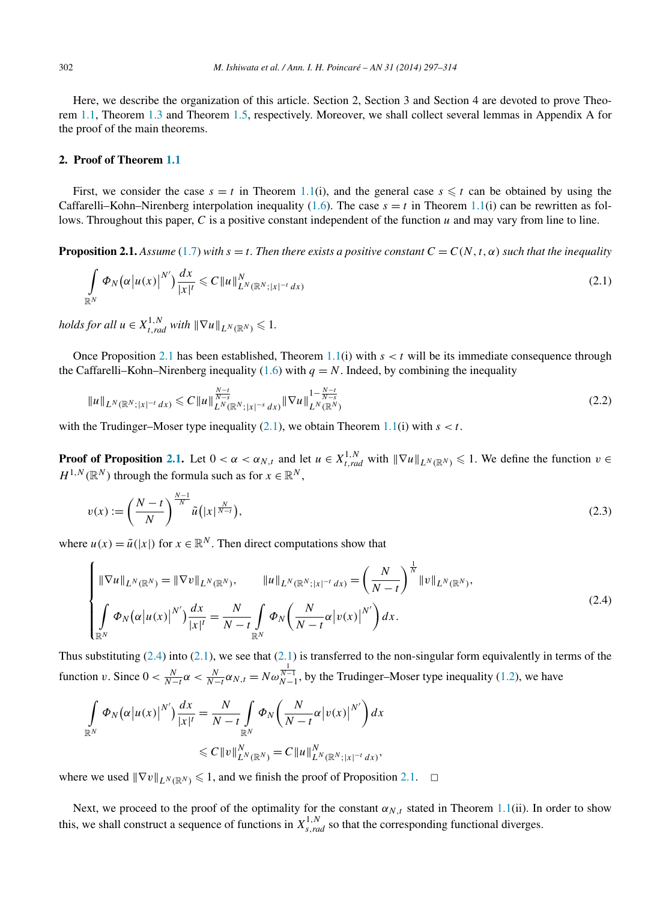Here, we describe the organization of this article. Section 2, Section 3 and Section 4 are devoted to prove Theorem 1.1, Theorem 1.3 and Theorem 1.5, respectively. Moreover, we shall collect several lemmas in Appendix A for the proof of the main theorems.

## 2. Proof of Theorem 1.1

First, we consider the case $s = t$ in Theorem 1.1(i), and the general case $s \leqslant t$ can be obtained by using the Caffarelli–Kohn–Nirenberg interpolation inequality (1.6). The case $s = t$ in Theorem 1.1(i) can be rewritten as follows. Throughout this paper, $C$ is a positive constant independent of the function $u$ and may vary from line to line.

**Proposition 2.1.** *Assume (1.7) with $s = t$. Then there exists a positive constant $C = C(N, t, \alpha)$ such that the inequality*

$$\int_{\mathbb{R}^N} \Phi_N\bigl(\alpha \bigl|u(x)\bigr|^{N'}\bigr) \frac{dx}{|x|^t} \leqslant C\|u\|^N_{L^N(\mathbb{R}^N;|x|^{-t}\,dx)} \tag{2.1}$$

*holds for all $u \in X^{1,N}_{t,rad}$ with $\|\nabla u\|_{L^N(\mathbb{R}^N)} \leqslant 1$.*

Once Proposition 2.1 has been established, Theorem 1.1(i) with $s < t$ will be its immediate consequence through the Caffarelli–Kohn–Nirenberg inequality (1.6) with $q = N$. Indeed, by combining the inequality

$$\|u\|_{L^N(\mathbb{R}^N;|x|^{-t}\,dx)} \leqslant C\|u\|^{\frac{N-t}{N-s}}_{L^N(\mathbb{R}^N;|x|^{-s}\,dx)} \|\nabla u\|^{1-\frac{N-t}{N-s}}_{L^N(\mathbb{R}^N)} \tag{2.2}$$

with the Trudinger–Moser type inequality (2.1), we obtain Theorem 1.1(i) with $s < t$.

**Proof of Proposition 2.1.** Let $0 < \alpha < \alpha_{N,t}$ and let $u \in X^{1,N}_{t,rad}$ with $\|\nabla u\|_{L^N(\mathbb{R}^N)} \leqslant 1$. We define the function $v \in H^{1,N}(\mathbb{R}^N)$ through the formula such as for $x \in \mathbb{R}^N$,

$$v(x) := \left(\frac{N-t}{N}\right)^{\frac{N-1}{N}} \tilde{u}\bigl(|x|^{\frac{N}{N-t}}\bigr), \tag{2.3}$$

where $u(x) = \tilde{u}(|x|)$ for $x \in \mathbb{R}^N$. Then direct computations show that

$$\begin{cases} \|\nabla u\|_{L^N(\mathbb{R}^N)} = \|\nabla v\|_{L^N(\mathbb{R}^N)}, \qquad \|u\|_{L^N(\mathbb{R}^N;|x|^{-t}\,dx)} = \left(\dfrac{N}{N-t}\right)^{\frac{1}{N}} \|v\|_{L^N(\mathbb{R}^N)}, \\ \displaystyle\int_{\mathbb{R}^N} \Phi_N\bigl(\alpha\bigl|u(x)\bigr|^{N'}\bigr)\frac{dx}{|x|^t} = \frac{N}{N-t}\int_{\mathbb{R}^N} \Phi_N\left(\frac{N}{N-t}\alpha\bigl|v(x)\bigr|^{N'}\right)dx. \end{cases} \tag{2.4}$$

Thus substituting (2.4) into (2.1), we see that (2.1) is transferred to the non-singular form equivalently in terms of the function $v$. Since $0 < \frac{N}{N-t}\alpha < \frac{N}{N-t}\alpha_{N,t} = N\omega^{\frac{1}{N-1}}_{N-1}$, by the Trudinger–Moser type inequality (1.2), we have

$$\begin{aligned} \int_{\mathbb{R}^N} \Phi_N\bigl(\alpha\bigl|u(x)\bigr|^{N'}\bigr)\frac{dx}{|x|^t} &= \frac{N}{N-t}\int_{\mathbb{R}^N} \Phi_N\left(\frac{N}{N-t}\alpha\bigl|v(x)\bigr|^{N'}\right)dx \\ &\leqslant C\|v\|^N_{L^N(\mathbb{R}^N)} = C\|u\|^N_{L^N(\mathbb{R}^N;|x|^{-t}\,dx)}, \end{aligned}$$

where we used $\|\nabla v\|_{L^N(\mathbb{R}^N)} \leqslant 1$, and we finish the proof of Proposition 2.1. $\square$

Next, we proceed to the proof of the optimality for the constant $\alpha_{N,t}$ stated in Theorem 1.1(ii). In order to show this, we shall construct a sequence of functions in $X^{1,N}_{s,rad}$ so that the corresponding functional diverges.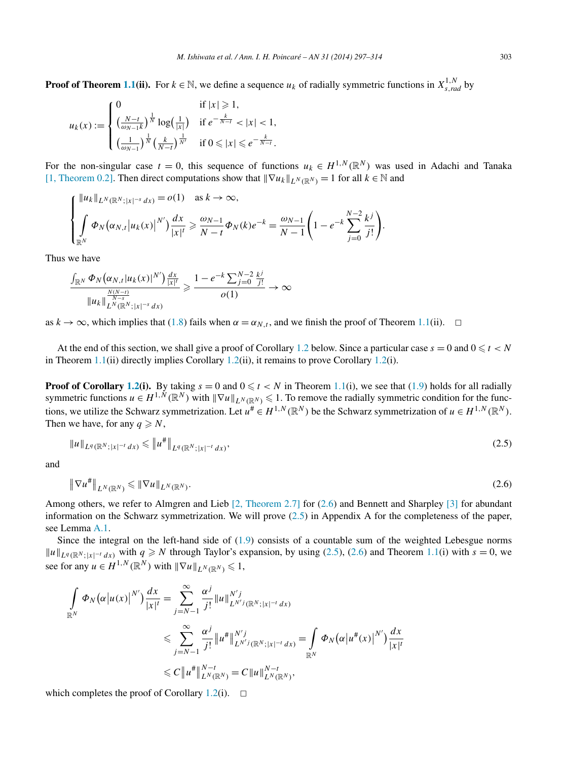**Proof of Theorem 1.1(ii).** For $k \in \mathbb{N}$, we define a sequence $u_k$ of radially symmetric functions in $X^{1,N}_{s,rad}$ by

$$u_k(x) := \begin{cases} 0 & \text{if } |x| \geqslant 1, \\ \left(\frac{N-t}{\omega_{N-1}k}\right)^{\frac{1}{N}} \log\left(\frac{1}{|x|}\right) & \text{if } e^{-\frac{k}{N-t}} < |x| < 1, \\ \left(\frac{1}{\omega_{N-1}}\right)^{\frac{1}{N}} \left(\frac{k}{N-t}\right)^{\frac{1}{N'}} & \text{if } 0 \leqslant |x| \leqslant e^{-\frac{k}{N-t}}. \end{cases}$$

For the non-singular case $t = 0$, this sequence of functions $u_k \in H^{1,N}(\mathbb{R}^N)$ was used in Adachi and Tanaka [1, Theorem 0.2]. Then direct computations show that $\|\nabla u_k\|_{L^N(\mathbb{R}^N)} = 1$ for all $k \in \mathbb{N}$ and

$$\begin{cases} \|u_k\|_{L^N(\mathbb{R}^N;|x|^{-s}\,dx)} = o(1) \quad \text{as } k \to \infty, \\ \displaystyle\int_{\mathbb{R}^N} \Phi_N\left(\alpha_{N,t}|u_k(x)|^{N'}\right) \frac{dx}{|x|^t} \geqslant \frac{\omega_{N-1}}{N-t} \Phi_N(k) e^{-k} = \frac{\omega_{N-1}}{N-1}\left(1 - e^{-k} \sum_{j=0}^{N-2} \frac{k^j}{j!}\right). \end{cases}$$

Thus we have

$$\frac{\int_{\mathbb{R}^N} \Phi_N\left(\alpha_{N,t}|u_k(x)|^{N'}\right) \frac{dx}{|x|^t}}{\|u_k\|^{\frac{N(N-t)}{N-s}}_{L^N(\mathbb{R}^N;|x|^{-s}\,dx)}} \geqslant \frac{1 - e^{-k} \sum_{j=0}^{N-2} \frac{k^j}{j!}}{o(1)} \to \infty$$

as $k \to \infty$, which implies that (1.8) fails when $\alpha = \alpha_{N,t}$, and we finish the proof of Theorem 1.1(ii). $\square$

At the end of this section, we shall give a proof of Corollary 1.2 below. Since a particular case $s = 0$ and $0 \leqslant t < N$ in Theorem 1.1(ii) directly implies Corollary 1.2(ii), it remains to prove Corollary 1.2(i).

**Proof of Corollary 1.2(i).** By taking $s = 0$ and $0 \leqslant t < N$ in Theorem 1.1(i), we see that (1.9) holds for all radially symmetric functions $u \in H^{1,N}(\mathbb{R}^N)$ with $\|\nabla u\|_{L^N(\mathbb{R}^N)} \leqslant 1$. To remove the radially symmetric condition for the functions, we utilize the Schwarz symmetrization. Let $u^\# \in H^{1,N}(\mathbb{R}^N)$ be the Schwarz symmetrization of $u \in H^{1,N}(\mathbb{R}^N)$. Then we have, for any $q \geqslant N$,

$$\|u\|_{L^q(\mathbb{R}^N;|x|^{-t}\,dx)} \leqslant \left\|u^\#\right\|_{L^q(\mathbb{R}^N;|x|^{-t}\,dx)}, \tag{2.5}$$

and

$$\left\|\nabla u^\#\right\|_{L^N(\mathbb{R}^N)} \leqslant \|\nabla u\|_{L^N(\mathbb{R}^N)}. \tag{2.6}$$

Among others, we refer to Almgren and Lieb [2, Theorem 2.7] for (2.6) and Bennett and Sharpley [3] for abundant information on the Schwarz symmetrization. We will prove (2.5) in Appendix A for the completeness of the paper, see Lemma A.1.

Since the integral on the left-hand side of (1.9) consists of a countable sum of the weighted Lebesgue norms $\|u\|_{L^q(\mathbb{R}^N;|x|^{-t}\,dx)}$ with $q \geqslant N$ through Taylor's expansion, by using (2.5), (2.6) and Theorem 1.1(i) with $s = 0$, we see for any $u \in H^{1,N}(\mathbb{R}^N)$ with $\|\nabla u\|_{L^N(\mathbb{R}^N)} \leqslant 1$,

$$\begin{aligned} \int_{\mathbb{R}^N} \Phi_N\left(\alpha|u(x)|^{N'}\right) \frac{dx}{|x|^t} &= \sum_{j=N-1}^{\infty} \frac{\alpha^j}{j!} \|u\|^{N'j}_{L^{N'j}(\mathbb{R}^N;|x|^{-t}\,dx)} \\ &\leqslant \sum_{j=N-1}^{\infty} \frac{\alpha^j}{j!} \left\|u^\#\right\|^{N'j}_{L^{N'j}(\mathbb{R}^N;|x|^{-t}\,dx)} = \int_{\mathbb{R}^N} \Phi_N\left(\alpha\left|u^\#(x)\right|^{N'}\right) \frac{dx}{|x|^t} \\ &\leqslant C\left\|u^\#\right\|^{N-t}_{L^N(\mathbb{R}^N)} = C\|u\|^{N-t}_{L^N(\mathbb{R}^N)}, \end{aligned}$$

which completes the proof of Corollary 1.2(i). $\square$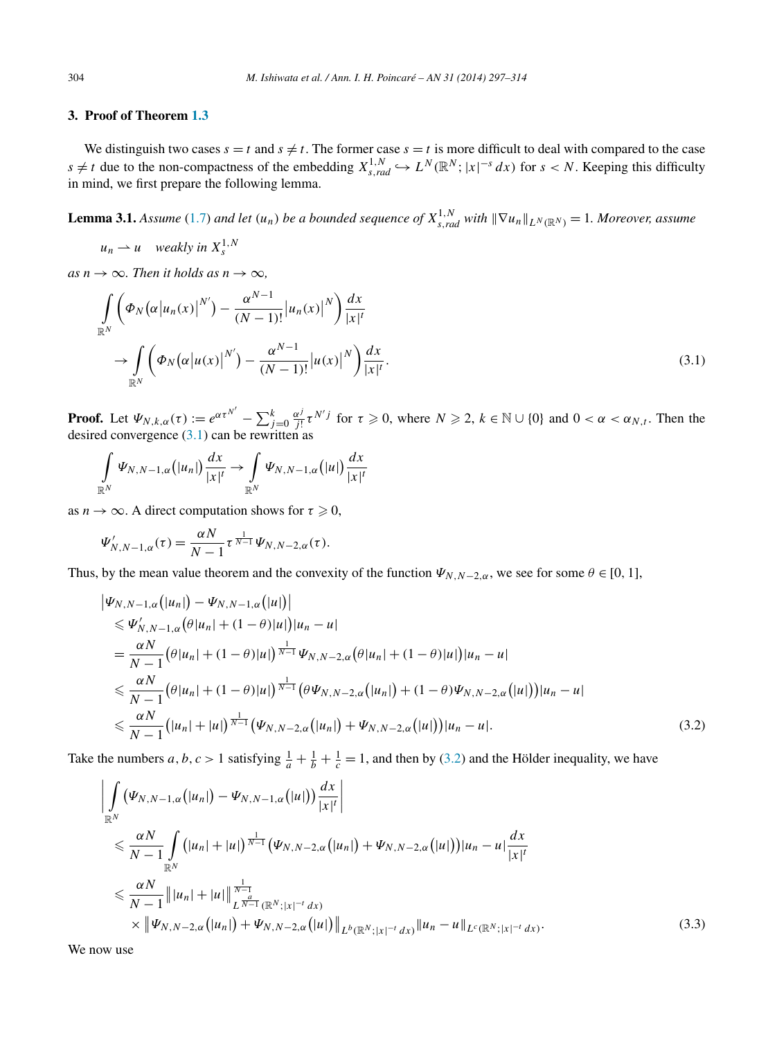## 3. Proof of Theorem 1.3

We distinguish two cases $s = t$ and $s \neq t$. The former case $s = t$ is more difficult to deal with compared to the case $s \neq t$ due to the non-compactness of the embedding $X^{1,N}_{s,rad} \hookrightarrow L^N(\mathbb{R}^N; |x|^{-s}\,dx)$ for $s < N$. Keeping this difficulty in mind, we first prepare the following lemma.

**Lemma 3.1.** *Assume (1.7) and let $(u_n)$ be a bounded sequence of $X^{1,N}_{s,rad}$ with $\|\nabla u_n\|_{L^N(\mathbb{R}^N)} = 1$. Moreover, assume*

$$u_n \rightharpoonup u \quad \text{weakly in } X^{1,N}_s$$

*as $n \to \infty$. Then it holds as $n \to \infty$,*

$$\int_{\mathbb{R}^N} \left( \Phi_N\big(\alpha \big|u_n(x)\big|^{N'}\big) - \frac{\alpha^{N-1}}{(N-1)!}\big|u_n(x)\big|^N \right) \frac{dx}{|x|^t}$$
$$\to \int_{\mathbb{R}^N} \left( \Phi_N\big(\alpha \big|u(x)\big|^{N'}\big) - \frac{\alpha^{N-1}}{(N-1)!}\big|u(x)\big|^N \right) \frac{dx}{|x|^t}. \tag{3.1}$$

**Proof.** Let $\Psi_{N,k,\alpha}(\tau) := e^{\alpha \tau^{N'}} - \sum_{j=0}^{k} \frac{\alpha^j}{j!} \tau^{N'j}$ for $\tau \geqslant 0$, where $N \geqslant 2$, $k \in \mathbb{N} \cup \{0\}$ and $0 < \alpha < \alpha_{N,t}$. Then the desired convergence (3.1) can be rewritten as

$$\int_{\mathbb{R}^N} \Psi_{N,N-1,\alpha}\big(|u_n|\big) \frac{dx}{|x|^t} \to \int_{\mathbb{R}^N} \Psi_{N,N-1,\alpha}\big(|u|\big) \frac{dx}{|x|^t}$$

as $n \to \infty$. A direct computation shows for $\tau \geqslant 0$,

$$\Psi'_{N,N-1,\alpha}(\tau) = \frac{\alpha N}{N-1} \tau^{\frac{1}{N-1}} \Psi_{N,N-2,\alpha}(\tau).$$

Thus, by the mean value theorem and the convexity of the function $\Psi_{N,N-2,\alpha}$, we see for some $\theta \in [0,1]$,

$$\begin{aligned}
&\big|\Psi_{N,N-1,\alpha}\big(|u_n|\big) - \Psi_{N,N-1,\alpha}\big(|u|\big)\big| \\
&\quad \leqslant \Psi'_{N,N-1,\alpha}\big(\theta|u_n| + (1-\theta)|u|\big)|u_n - u| \\
&\quad = \frac{\alpha N}{N-1}\big(\theta|u_n| + (1-\theta)|u|\big)^{\frac{1}{N-1}} \Psi_{N,N-2,\alpha}\big(\theta|u_n| + (1-\theta)|u|\big)|u_n - u| \\
&\quad \leqslant \frac{\alpha N}{N-1}\big(\theta|u_n| + (1-\theta)|u|\big)^{\frac{1}{N-1}} \big(\theta\Psi_{N,N-2,\alpha}\big(|u_n|\big) + (1-\theta)\Psi_{N,N-2,\alpha}\big(|u|\big)\big)|u_n - u| \\
&\quad \leqslant \frac{\alpha N}{N-1}\big(|u_n| + |u|\big)^{\frac{1}{N-1}} \big(\Psi_{N,N-2,\alpha}\big(|u_n|\big) + \Psi_{N,N-2,\alpha}\big(|u|\big)\big)|u_n - u|.
\end{aligned} \tag{3.2}$$

Take the numbers $a, b, c > 1$ satisfying $\frac{1}{a} + \frac{1}{b} + \frac{1}{c} = 1$, and then by (3.2) and the Hölder inequality, we have

$$\begin{aligned}
&\left| \int_{\mathbb{R}^N} \big(\Psi_{N,N-1,\alpha}\big(|u_n|\big) - \Psi_{N,N-1,\alpha}\big(|u|\big)\big) \frac{dx}{|x|^t} \right| \\
&\quad \leqslant \frac{\alpha N}{N-1} \int_{\mathbb{R}^N} \big(|u_n| + |u|\big)^{\frac{1}{N-1}} \big(\Psi_{N,N-2,\alpha}\big(|u_n|\big) + \Psi_{N,N-2,\alpha}\big(|u|\big)\big)|u_n - u| \frac{dx}{|x|^t} \\
&\quad \leqslant \frac{\alpha N}{N-1} \big\| |u_n| + |u| \big\|^{\frac{1}{N-1}}_{L^{\frac{a}{N-1}}(\mathbb{R}^N; |x|^{-t}\,dx)} \\
&\qquad \times \big\| \Psi_{N,N-2,\alpha}\big(|u_n|\big) + \Psi_{N,N-2,\alpha}\big(|u|\big) \big\|_{L^b(\mathbb{R}^N; |x|^{-t}\,dx)} \|u_n - u\|_{L^c(\mathbb{R}^N; |x|^{-t}\,dx)}.
\end{aligned} \tag{3.3}$$

We now use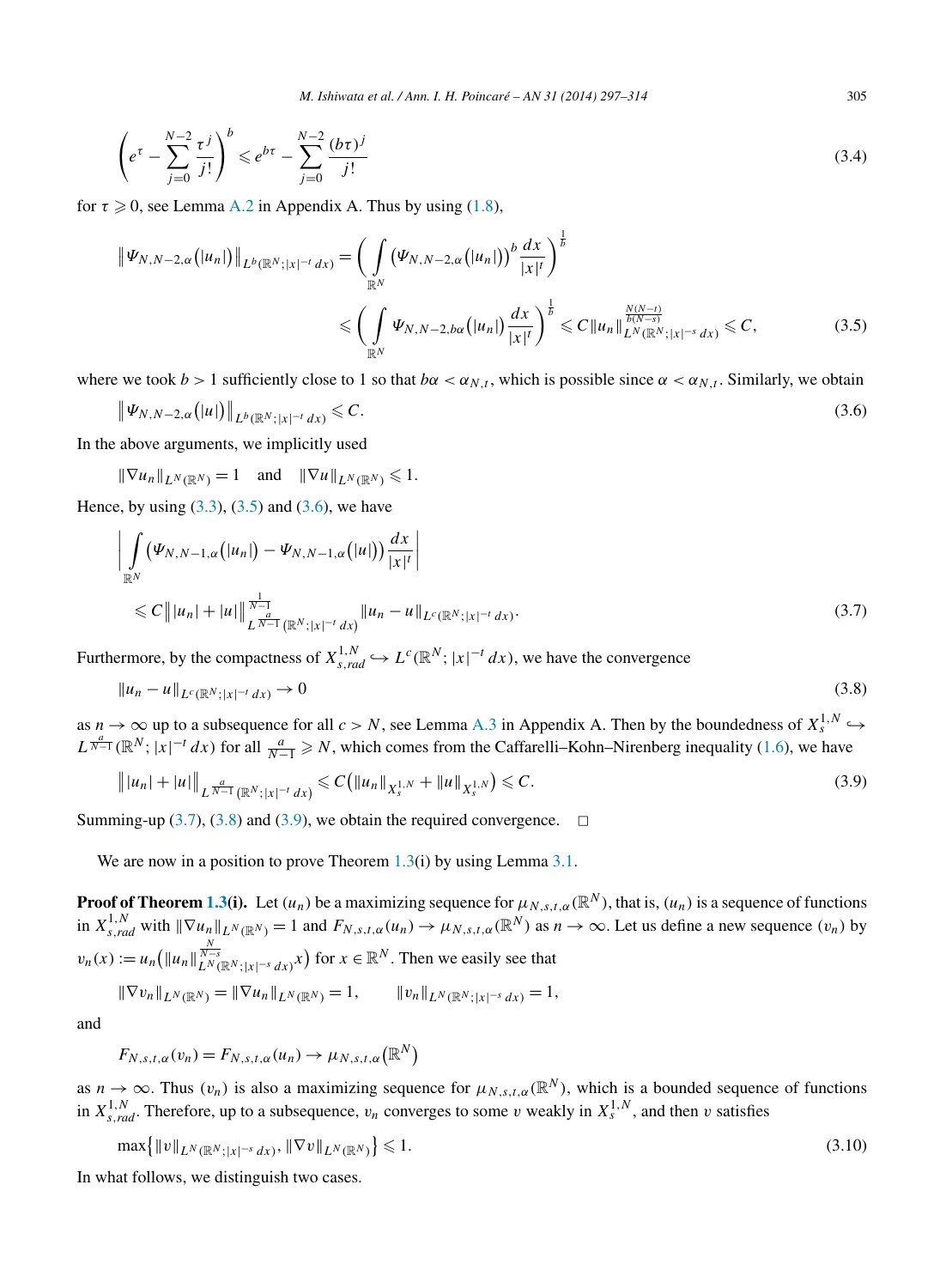$$\left(e^{\tau}-\sum_{j=0}^{N-2}\frac{\tau^j}{j!}\right)^b \leqslant e^{b\tau}-\sum_{j=0}^{N-2}\frac{(b\tau)^j}{j!} \tag{3.4}$$

for $\tau \geqslant 0$, see Lemma A.2 in Appendix A. Thus by using (1.8),

$$\begin{aligned}\left\|\Psi_{N,N-2,\alpha}\left(|u_n|\right)\right\|_{L^b(\mathbb{R}^N;|x|^{-t}\,dx)} &= \left(\int_{\mathbb{R}^N}\left(\Psi_{N,N-2,\alpha}\left(|u_n|\right)\right)^b\frac{dx}{|x|^t}\right)^{\frac{1}{b}} \\ &\leqslant \left(\int_{\mathbb{R}^N}\Psi_{N,N-2,b\alpha}\left(|u_n|\right)\frac{dx}{|x|^t}\right)^{\frac{1}{b}} \leqslant C\|u_n\|_{L^N(\mathbb{R}^N;|x|^{-s}\,dx)}^{\frac{N(N-t)}{b(N-s)}} \leqslant C,\end{aligned} \tag{3.5}$$

where we took $b>1$ sufficiently close to 1 so that $b\alpha<\alpha_{N,t}$, which is possible since $\alpha<\alpha_{N,t}$. Similarly, we obtain

$$\left\|\Psi_{N,N-2,\alpha}\left(|u|\right)\right\|_{L^b(\mathbb{R}^N;|x|^{-t}\,dx)} \leqslant C. \tag{3.6}$$

In the above arguments, we implicitly used

$$\|\nabla u_n\|_{L^N(\mathbb{R}^N)}=1 \quad\text{and}\quad \|\nabla u\|_{L^N(\mathbb{R}^N)}\leqslant 1.$$

Hence, by using (3.3), (3.5) and (3.6), we have

$$\begin{aligned}&\left|\int_{\mathbb{R}^N}\left(\Psi_{N,N-1,\alpha}\left(|u_n|\right)-\Psi_{N,N-1,\alpha}\left(|u|\right)\right)\frac{dx}{|x|^t}\right| \\ &\quad\leqslant C\left\||u_n|+|u|\right\|_{L^{\frac{a}{N-1}}(\mathbb{R}^N;|x|^{-t}\,dx)}^{\frac{1}{N-1}}\|u_n-u\|_{L^c(\mathbb{R}^N;|x|^{-t}\,dx)}.\end{aligned} \tag{3.7}$$

Furthermore, by the compactness of $X^{1,N}_{s,rad}\hookrightarrow L^c(\mathbb{R}^N;|x|^{-t}\,dx)$, we have the convergence

$$\|u_n-u\|_{L^c(\mathbb{R}^N;|x|^{-t}\,dx)}\to 0 \tag{3.8}$$

as $n\to\infty$ up to a subsequence for all $c>N$, see Lemma A.3 in Appendix A. Then by the boundedness of $X^{1,N}_s\hookrightarrow L^{\frac{a}{N-1}}(\mathbb{R}^N;|x|^{-t}\,dx)$ for all $\frac{a}{N-1}\geqslant N$, which comes from the Caffarelli–Kohn–Nirenberg inequality (1.6), we have

$$\left\||u_n|+|u|\right\|_{L^{\frac{a}{N-1}}(\mathbb{R}^N;|x|^{-t}\,dx)}\leqslant C\left(\|u_n\|_{X^{1,N}_s}+\|u\|_{X^{1,N}_s}\right)\leqslant C. \tag{3.9}$$

Summing-up (3.7), (3.8) and (3.9), we obtain the required convergence. □

We are now in a position to prove Theorem 1.3(i) by using Lemma 3.1.

**Proof of Theorem 1.3(i).** Let $(u_n)$ be a maximizing sequence for $\mu_{N,s,t,\alpha}(\mathbb{R}^N)$, that is, $(u_n)$ is a sequence of functions in $X^{1,N}_{s,rad}$ with $\|\nabla u_n\|_{L^N(\mathbb{R}^N)}=1$ and $F_{N,s,t,\alpha}(u_n)\to\mu_{N,s,t,\alpha}(\mathbb{R}^N)$ as $n\to\infty$. Let us define a new sequence $(v_n)$ by $v_n(x):=u_n\big(\|u_n\|_{L^N(\mathbb{R}^N;|x|^{-s}\,dx)}^{\frac{N}{N-s}}x\big)$ for $x\in\mathbb{R}^N$. Then we easily see that

$$\|\nabla v_n\|_{L^N(\mathbb{R}^N)}=\|\nabla u_n\|_{L^N(\mathbb{R}^N)}=1,\qquad \|v_n\|_{L^N(\mathbb{R}^N;|x|^{-s}\,dx)}=1,$$

and

$$F_{N,s,t,\alpha}(v_n)=F_{N,s,t,\alpha}(u_n)\to\mu_{N,s,t,\alpha}\big(\mathbb{R}^N\big)$$

as $n\to\infty$. Thus $(v_n)$ is also a maximizing sequence for $\mu_{N,s,t,\alpha}(\mathbb{R}^N)$, which is a bounded sequence of functions in $X^{1,N}_{s,rad}$. Therefore, up to a subsequence, $v_n$ converges to some $v$ weakly in $X^{1,N}_s$, and then $v$ satisfies

$$\max\left\{\|v\|_{L^N(\mathbb{R}^N;|x|^{-s}\,dx)},\|\nabla v\|_{L^N(\mathbb{R}^N)}\right\}\leqslant 1. \tag{3.10}$$

In what follows, we distinguish two cases.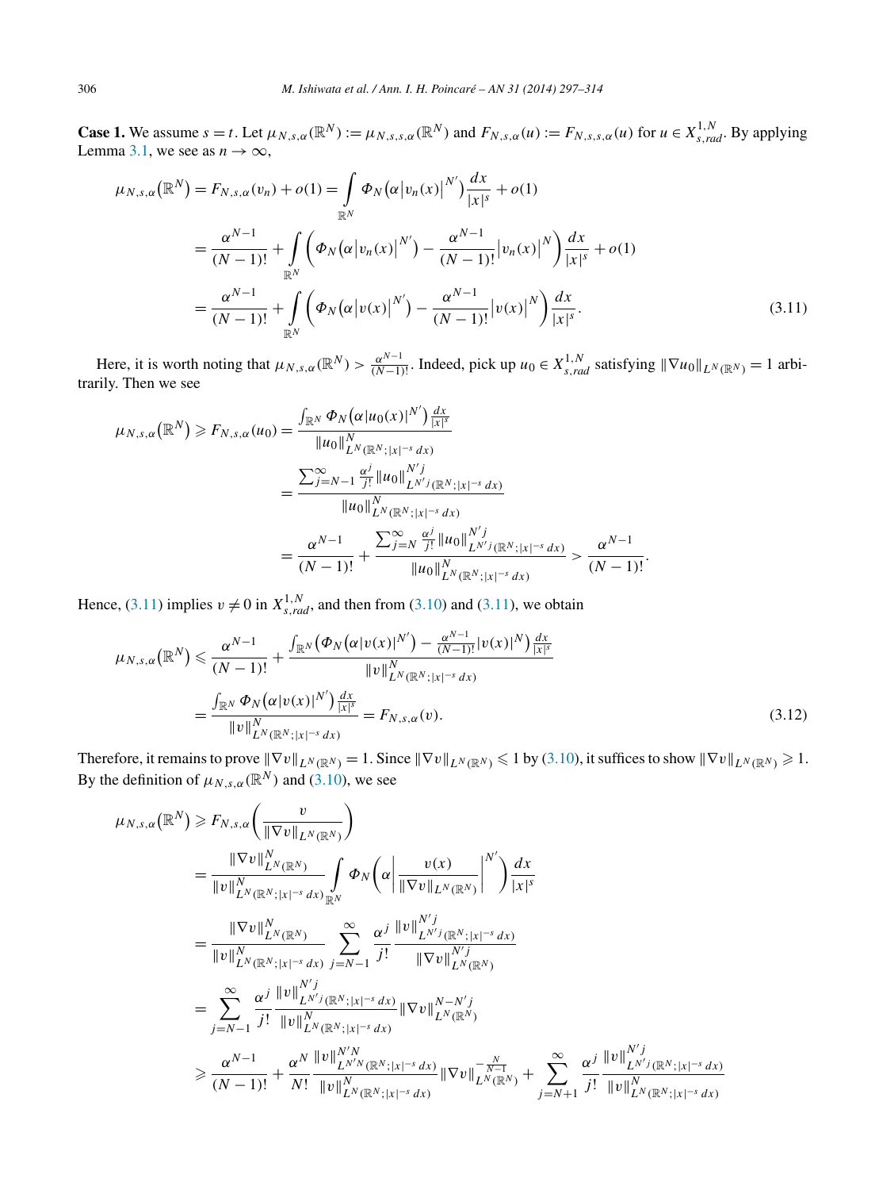**Case 1.** We assume $s = t$. Let $\mu_{N,s,\alpha}(\mathbb{R}^N) := \mu_{N,s,s,\alpha}(\mathbb{R}^N)$ and $F_{N,s,\alpha}(u) := F_{N,s,s,\alpha}(u)$ for $u \in X^{1,N}_{s,rad}$. By applying Lemma 3.1, we see as $n \to \infty$,

$$
\begin{aligned}
\mu_{N,s,\alpha}(\mathbb{R}^N) &= F_{N,s,\alpha}(v_n) + o(1) = \int_{\mathbb{R}^N} \Phi_N\big(\alpha |v_n(x)|^{N'}\big) \frac{dx}{|x|^s} + o(1) \\
&= \frac{\alpha^{N-1}}{(N-1)!} + \int_{\mathbb{R}^N} \left( \Phi_N\big(\alpha |v_n(x)|^{N'}\big) - \frac{\alpha^{N-1}}{(N-1)!} |v_n(x)|^N \right) \frac{dx}{|x|^s} + o(1) \\
&= \frac{\alpha^{N-1}}{(N-1)!} + \int_{\mathbb{R}^N} \left( \Phi_N\big(\alpha |v(x)|^{N'}\big) - \frac{\alpha^{N-1}}{(N-1)!} |v(x)|^N \right) \frac{dx}{|x|^s}.
\end{aligned}
\tag{3.11}
$$

Here, it is worth noting that $\mu_{N,s,\alpha}(\mathbb{R}^N) > \frac{\alpha^{N-1}}{(N-1)!}$. Indeed, pick up $u_0 \in X^{1,N}_{s,rad}$ satisfying $\|\nabla u_0\|_{L^N(\mathbb{R}^N)} = 1$ arbitrarily. Then we see

$$
\begin{aligned}
\mu_{N,s,\alpha}(\mathbb{R}^N) \geqslant F_{N,s,\alpha}(u_0) &= \frac{\int_{\mathbb{R}^N} \Phi_N\big(\alpha |u_0(x)|^{N'}\big) \frac{dx}{|x|^s}}{\|u_0\|^N_{L^N(\mathbb{R}^N;|x|^{-s}\,dx)}} \\
&= \frac{\sum_{j=N-1}^{\infty} \frac{\alpha^j}{j!} \|u_0\|^{N'j}_{L^{N'j}(\mathbb{R}^N;|x|^{-s}\,dx)}}{\|u_0\|^N_{L^N(\mathbb{R}^N;|x|^{-s}\,dx)}} \\
&= \frac{\alpha^{N-1}}{(N-1)!} + \frac{\sum_{j=N}^{\infty} \frac{\alpha^j}{j!} \|u_0\|^{N'j}_{L^{N'j}(\mathbb{R}^N;|x|^{-s}\,dx)}}{\|u_0\|^N_{L^N(\mathbb{R}^N;|x|^{-s}\,dx)}} > \frac{\alpha^{N-1}}{(N-1)!}.
\end{aligned}
$$

Hence, (3.11) implies $v \neq 0$ in $X^{1,N}_{s,rad}$, and then from (3.10) and (3.11), we obtain

$$
\begin{aligned}
\mu_{N,s,\alpha}(\mathbb{R}^N) &\leqslant \frac{\alpha^{N-1}}{(N-1)!} + \frac{\int_{\mathbb{R}^N} \left(\Phi_N\big(\alpha |v(x)|^{N'}\big) - \frac{\alpha^{N-1}}{(N-1)!}|v(x)|^N\right) \frac{dx}{|x|^s}}{\|v\|^N_{L^N(\mathbb{R}^N;|x|^{-s}\,dx)}} \\
&= \frac{\int_{\mathbb{R}^N} \Phi_N\big(\alpha |v(x)|^{N'}\big) \frac{dx}{|x|^s}}{\|v\|^N_{L^N(\mathbb{R}^N;|x|^{-s}\,dx)}} = F_{N,s,\alpha}(v).
\end{aligned}
\tag{3.12}
$$

Therefore, it remains to prove $\|\nabla v\|_{L^N(\mathbb{R}^N)} = 1$. Since $\|\nabla v\|_{L^N(\mathbb{R}^N)} \leqslant 1$ by (3.10), it suffices to show $\|\nabla v\|_{L^N(\mathbb{R}^N)} \geqslant 1$. By the definition of $\mu_{N,s,\alpha}(\mathbb{R}^N)$ and (3.10), we see

$$
\begin{aligned}
\mu_{N,s,\alpha}(\mathbb{R}^N) &\geqslant F_{N,s,\alpha}\left(\frac{v}{\|\nabla v\|_{L^N(\mathbb{R}^N)}}\right) \\
&= \frac{\|\nabla v\|^N_{L^N(\mathbb{R}^N)}}{\|v\|^N_{L^N(\mathbb{R}^N;|x|^{-s}\,dx)}} \int_{\mathbb{R}^N} \Phi_N\left(\alpha \left| \frac{v(x)}{\|\nabla v\|_{L^N(\mathbb{R}^N)}} \right|^{N'}\right) \frac{dx}{|x|^s} \\
&= \frac{\|\nabla v\|^N_{L^N(\mathbb{R}^N)}}{\|v\|^N_{L^N(\mathbb{R}^N;|x|^{-s}\,dx)}} \sum_{j=N-1}^{\infty} \frac{\alpha^j}{j!} \frac{\|v\|^{N'j}_{L^{N'j}(\mathbb{R}^N;|x|^{-s}\,dx)}}{\|\nabla v\|^{N'j}_{L^N(\mathbb{R}^N)}} \\
&= \sum_{j=N-1}^{\infty} \frac{\alpha^j}{j!} \frac{\|v\|^{N'j}_{L^{N'j}(\mathbb{R}^N;|x|^{-s}\,dx)}}{\|v\|^N_{L^N(\mathbb{R}^N;|x|^{-s}\,dx)}} \|\nabla v\|^{N-N'j}_{L^N(\mathbb{R}^N)} \\
&\geqslant \frac{\alpha^{N-1}}{(N-1)!} + \frac{\alpha^N}{N!} \frac{\|v\|^{N'N}_{L^{N'N}(\mathbb{R}^N;|x|^{-s}\,dx)}}{\|v\|^N_{L^N(\mathbb{R}^N;|x|^{-s}\,dx)}} \|\nabla v\|^{-\frac{N}{N-1}}_{L^N(\mathbb{R}^N)} + \sum_{j=N+1}^{\infty} \frac{\alpha^j}{j!} \frac{\|v\|^{N'j}_{L^{N'j}(\mathbb{R}^N;|x|^{-s}\,dx)}}{\|v\|^N_{L^N(\mathbb{R}^N;|x|^{-s}\,dx)}}
\end{aligned}
$$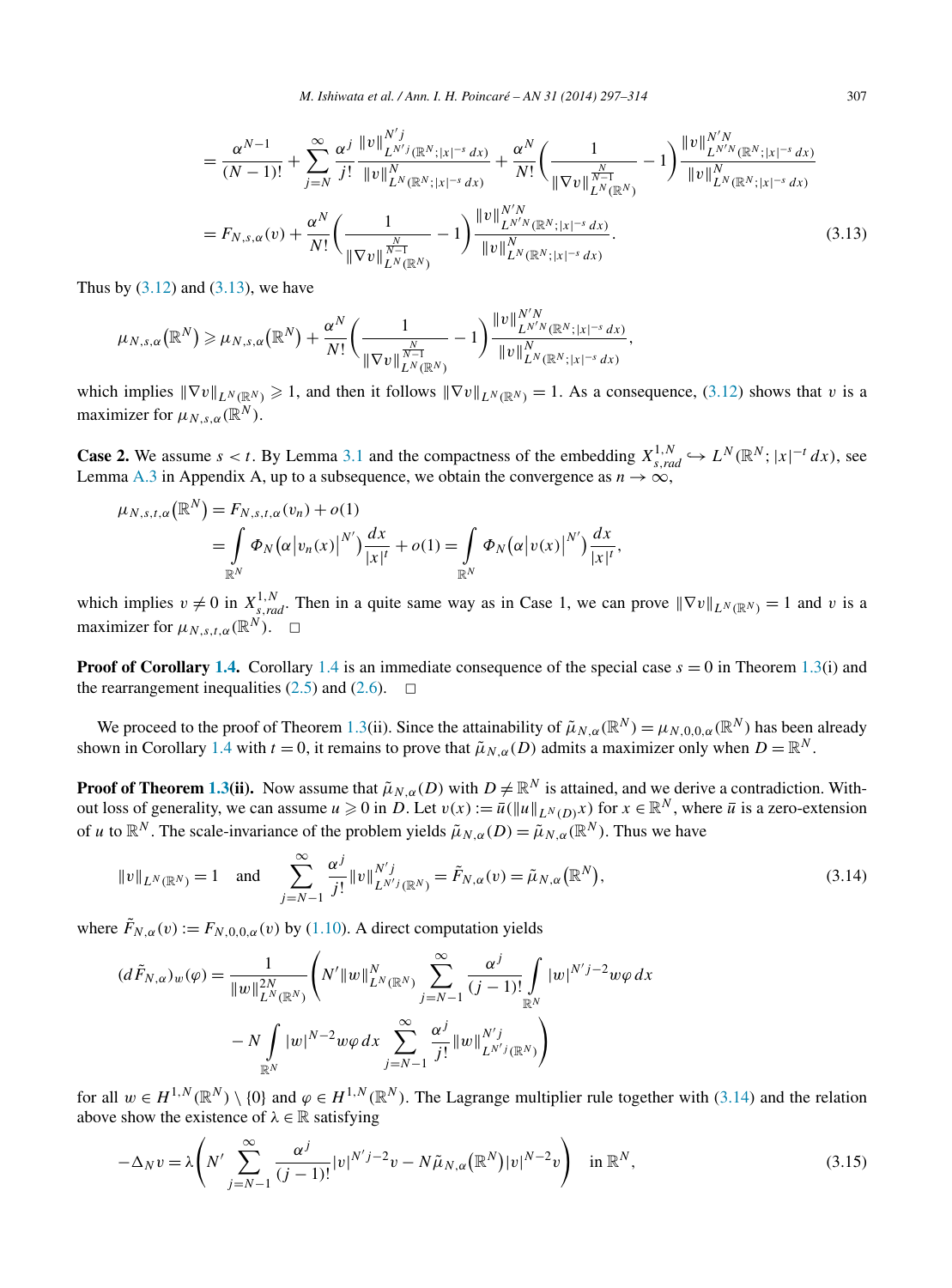$$
= \frac{\alpha^{N-1}}{(N-1)!} + \sum_{j=N}^{\infty} \frac{\alpha^j}{j!} \frac{\|v\|^{N'j}_{L^{N'j}(\mathbb{R}^N;|x|^{-s}\,dx)}}{\|v\|^N_{L^N(\mathbb{R}^N;|x|^{-s}\,dx)}} + \frac{\alpha^N}{N!}\left(\frac{1}{\|\nabla v\|^{\frac{N}{N-1}}_{L^N(\mathbb{R}^N)}} - 1\right) \frac{\|v\|^{N'N}_{L^{N'N}(\mathbb{R}^N;|x|^{-s}\,dx)}}{\|v\|^N_{L^N(\mathbb{R}^N;|x|^{-s}\,dx)}}
$$

$$
= F_{N,s,\alpha}(v) + \frac{\alpha^N}{N!}\left(\frac{1}{\|\nabla v\|^{\frac{N}{N-1}}_{L^N(\mathbb{R}^N)}} - 1\right) \frac{\|v\|^{N'N}_{L^{N'N}(\mathbb{R}^N;|x|^{-s}\,dx)}}{\|v\|^N_{L^N(\mathbb{R}^N;|x|^{-s}\,dx)}}. \tag{3.13}
$$

Thus by (3.12) and (3.13), we have

$$
\mu_{N,s,\alpha}(\mathbb{R}^N) \geqslant \mu_{N,s,\alpha}(\mathbb{R}^N) + \frac{\alpha^N}{N!}\left(\frac{1}{\|\nabla v\|^{\frac{N}{N-1}}_{L^N(\mathbb{R}^N)}} - 1\right) \frac{\|v\|^{N'N}_{L^{N'N}(\mathbb{R}^N;|x|^{-s}\,dx)}}{\|v\|^N_{L^N(\mathbb{R}^N;|x|^{-s}\,dx)}},
$$

which implies $\|\nabla v\|_{L^N(\mathbb{R}^N)} \geqslant 1$, and then it follows $\|\nabla v\|_{L^N(\mathbb{R}^N)} = 1$. As a consequence, (3.12) shows that $v$ is a maximizer for $\mu_{N,s,\alpha}(\mathbb{R}^N)$.

**Case 2.** We assume $s < t$. By Lemma 3.1 and the compactness of the embedding $X^{1,N}_{s,rad} \hookrightarrow L^N(\mathbb{R}^N; |x|^{-t}\,dx)$, see Lemma A.3 in Appendix A, up to a subsequence, we obtain the convergence as $n \to \infty$,

$$
\mu_{N,s,t,\alpha}(\mathbb{R}^N) = F_{N,s,t,\alpha}(v_n) + o(1)
$$

$$
= \int_{\mathbb{R}^N} \Phi_N\left(\alpha |v_n(x)|^{N'}\right) \frac{dx}{|x|^t} + o(1) = \int_{\mathbb{R}^N} \Phi_N\left(\alpha |v(x)|^{N'}\right) \frac{dx}{|x|^t},
$$

which implies $v \neq 0$ in $X^{1,N}_{s,rad}$. Then in a quite same way as in Case 1, we can prove $\|\nabla v\|_{L^N(\mathbb{R}^N)} = 1$ and $v$ is a maximizer for $\mu_{N,s,t,\alpha}(\mathbb{R}^N)$. $\square$

**Proof of Corollary 1.4.** Corollary 1.4 is an immediate consequence of the special case $s = 0$ in Theorem 1.3(i) and the rearrangement inequalities (2.5) and (2.6). $\square$

We proceed to the proof of Theorem 1.3(ii). Since the attainability of $\tilde{\mu}_{N,\alpha}(\mathbb{R}^N) = \mu_{N,0,0,\alpha}(\mathbb{R}^N)$ has been already shown in Corollary 1.4 with $t = 0$, it remains to prove that $\tilde{\mu}_{N,\alpha}(D)$ admits a maximizer only when $D = \mathbb{R}^N$.

**Proof of Theorem 1.3(ii).** Now assume that $\tilde{\mu}_{N,\alpha}(D)$ with $D \neq \mathbb{R}^N$ is attained, and we derive a contradiction. Without loss of generality, we can assume $u \geqslant 0$ in $D$. Let $v(x) := \bar{u}(\|u\|_{L^N(D)} x)$ for $x \in \mathbb{R}^N$, where $\bar{u}$ is a zero-extension of $u$ to $\mathbb{R}^N$. The scale-invariance of the problem yields $\tilde{\mu}_{N,\alpha}(D) = \tilde{\mu}_{N,\alpha}(\mathbb{R}^N)$. Thus we have

$$
\|v\|_{L^N(\mathbb{R}^N)} = 1 \quad \text{and} \quad \sum_{j=N-1}^{\infty} \frac{\alpha^j}{j!} \|v\|^{N'j}_{L^{N'j}(\mathbb{R}^N)} = \tilde{F}_{N,\alpha}(v) = \tilde{\mu}_{N,\alpha}(\mathbb{R}^N), \tag{3.14}
$$

where $\tilde{F}_{N,\alpha}(v) := F_{N,0,0,\alpha}(v)$ by (1.10). A direct computation yields

$$
(d\tilde{F}_{N,\alpha})_w(\varphi) = \frac{1}{\|w\|^{2N}_{L^N(\mathbb{R}^N)}} \left( N' \|w\|^N_{L^N(\mathbb{R}^N)} \sum_{j=N-1}^{\infty} \frac{\alpha^j}{(j-1)!} \int_{\mathbb{R}^N} |w|^{N'j-2} w\varphi\,dx \right.
$$

$$
\left. - N \int_{\mathbb{R}^N} |w|^{N-2} w\varphi\,dx \sum_{j=N-1}^{\infty} \frac{\alpha^j}{j!} \|w\|^{N'j}_{L^{N'j}(\mathbb{R}^N)} \right)
$$

for all $w \in H^{1,N}(\mathbb{R}^N) \setminus \{0\}$ and $\varphi \in H^{1,N}(\mathbb{R}^N)$. The Lagrange multiplier rule together with (3.14) and the relation above show the existence of $\lambda \in \mathbb{R}$ satisfying

$$
-\Delta_N v = \lambda \left( N' \sum_{j=N-1}^{\infty} \frac{\alpha^j}{(j-1)!} |v|^{N'j-2} v - N \tilde{\mu}_{N,\alpha}(\mathbb{R}^N) |v|^{N-2} v \right) \quad \text{in } \mathbb{R}^N, \tag{3.15}
$$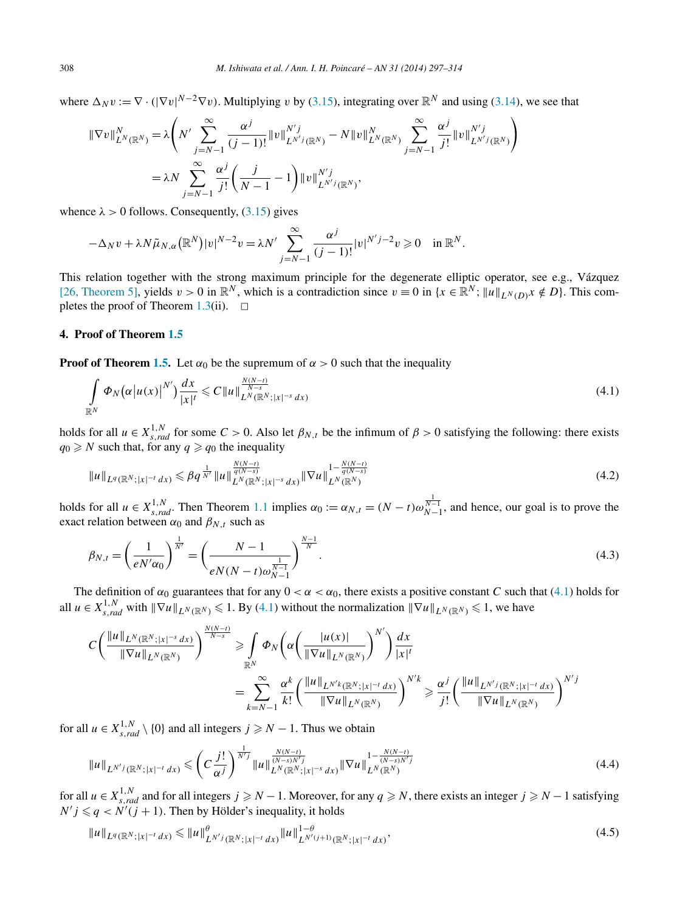where $\Delta_N v := \nabla \cdot (|\nabla v|^{N-2} \nabla v)$. Multiplying $v$ by (3.15), integrating over $\mathbb{R}^N$ and using (3.14), we see that

$$
\begin{aligned}
\|\nabla v\|^N_{L^N(\mathbb{R}^N)} &= \lambda \left( N' \sum_{j=N-1}^{\infty} \frac{\alpha^j}{(j-1)!} \|v\|^{N'j}_{L^{N'j}(\mathbb{R}^N)} - N \|v\|^N_{L^N(\mathbb{R}^N)} \sum_{j=N-1}^{\infty} \frac{\alpha^j}{j!} \|v\|^{N'j}_{L^{N'j}(\mathbb{R}^N)} \right) \\
&= \lambda N \sum_{j=N-1}^{\infty} \frac{\alpha^j}{j!} \left( \frac{j}{N-1} - 1 \right) \|v\|^{N'j}_{L^{N'j}(\mathbb{R}^N)},
\end{aligned}
$$

whence $\lambda > 0$ follows. Consequently, (3.15) gives

$$
-\Delta_N v + \lambda N \tilde{\mu}_{N,\alpha}(\mathbb{R}^N) |v|^{N-2} v = \lambda N' \sum_{j=N-1}^{\infty} \frac{\alpha^j}{(j-1)!} |v|^{N'j-2} v \geqslant 0 \quad \text{in } \mathbb{R}^N.
$$

This relation together with the strong maximum principle for the degenerate elliptic operator, see e.g., Vázquez [26, Theorem 5], yields $v > 0$ in $\mathbb{R}^N$, which is a contradiction since $v \equiv 0$ in $\{x \in \mathbb{R}^N;\ \|u\|_{L^N(D)} x \notin D\}$. This completes the proof of Theorem 1.3(ii). $\square$

## 4. Proof of Theorem 1.5

**Proof of Theorem 1.5.** Let $\alpha_0$ be the supremum of $\alpha > 0$ such that the inequality

$$
\int_{\mathbb{R}^N} \Phi_N\left(\alpha |u(x)|^{N'}\right) \frac{dx}{|x|^t} \leqslant C \|u\|^{\frac{N(N-t)}{N-s}}_{L^N(\mathbb{R}^N; |x|^{-s}\, dx)} \tag{4.1}
$$

holds for all $u \in X^{1,N}_{s,rad}$ for some $C > 0$. Also let $\beta_{N,t}$ be the infimum of $\beta > 0$ satisfying the following: there exists $q_0 \geqslant N$ such that, for any $q \geqslant q_0$ the inequality

$$
\|u\|_{L^q(\mathbb{R}^N; |x|^{-t}\, dx)} \leqslant \beta q^{\frac{1}{N'}} \|u\|^{\frac{N(N-t)}{q(N-s)}}_{L^N(\mathbb{R}^N; |x|^{-s}\, dx)} \|\nabla u\|^{1-\frac{N(N-t)}{q(N-s)}}_{L^N(\mathbb{R}^N)} \tag{4.2}
$$

holds for all $u \in X^{1,N}_{s,rad}$. Then Theorem 1.1 implies $\alpha_0 := \alpha_{N,t} = (N-t)\omega^{\frac{1}{N-1}}_{N-1}$, and hence, our goal is to prove the exact relation between $\alpha_0$ and $\beta_{N,t}$ such as

$$
\beta_{N,t} = \left( \frac{1}{eN'\alpha_0} \right)^{\frac{1}{N'}} = \left( \frac{N-1}{eN(N-t)\omega^{\frac{1}{N-1}}_{N-1}} \right)^{\frac{N-1}{N}}. \tag{4.3}
$$

The definition of $\alpha_0$ guarantees that for any $0 < \alpha < \alpha_0$, there exists a positive constant $C$ such that (4.1) holds for all $u \in X^{1,N}_{s,rad}$ with $\|\nabla u\|_{L^N(\mathbb{R}^N)} \leqslant 1$. By (4.1) without the normalization $\|\nabla u\|_{L^N(\mathbb{R}^N)} \leqslant 1$, we have

$$
\begin{aligned}
C \left( \frac{\|u\|_{L^N(\mathbb{R}^N; |x|^{-s}\, dx)}}{\|\nabla u\|_{L^N(\mathbb{R}^N)}} \right)^{\frac{N(N-t)}{N-s}} &\geqslant \int_{\mathbb{R}^N} \Phi_N\left( \alpha \left( \frac{|u(x)|}{\|\nabla u\|_{L^N(\mathbb{R}^N)}} \right)^{N'} \right) \frac{dx}{|x|^t} \\
&= \sum_{k=N-1}^{\infty} \frac{\alpha^k}{k!} \left( \frac{\|u\|_{L^{N'k}(\mathbb{R}^N; |x|^{-t}\, dx)}}{\|\nabla u\|_{L^N(\mathbb{R}^N)}} \right)^{N'k} \geqslant \frac{\alpha^j}{j!} \left( \frac{\|u\|_{L^{N'j}(\mathbb{R}^N; |x|^{-t}\, dx)}}{\|\nabla u\|_{L^N(\mathbb{R}^N)}} \right)^{N'j}
\end{aligned}
$$

for all $u \in X^{1,N}_{s,rad} \setminus \{0\}$ and all integers $j \geqslant N-1$. Thus we obtain

$$
\|u\|_{L^{N'j}(\mathbb{R}^N; |x|^{-t}\, dx)} \leqslant \left( C \frac{j!}{\alpha^j} \right)^{\frac{1}{N'j}} \|u\|^{\frac{N(N-t)}{(N-s)N'j}}_{L^N(\mathbb{R}^N; |x|^{-s}\, dx)} \|\nabla u\|^{1-\frac{N(N-t)}{(N-s)N'j}}_{L^N(\mathbb{R}^N)} \tag{4.4}
$$

for all $u \in X^{1,N}_{s,rad}$ and for all integers $j \geqslant N-1$. Moreover, for any $q \geqslant N$, there exists an integer $j \geqslant N-1$ satisfying $N'j \leqslant q < N'(j+1)$. Then by Hölder's inequality, it holds

$$
\|u\|_{L^q(\mathbb{R}^N; |x|^{-t}\, dx)} \leqslant \|u\|^{\theta}_{L^{N'j}(\mathbb{R}^N; |x|^{-t}\, dx)} \|u\|^{1-\theta}_{L^{N'(j+1)}(\mathbb{R}^N; |x|^{-t}\, dx)}, \tag{4.5}
$$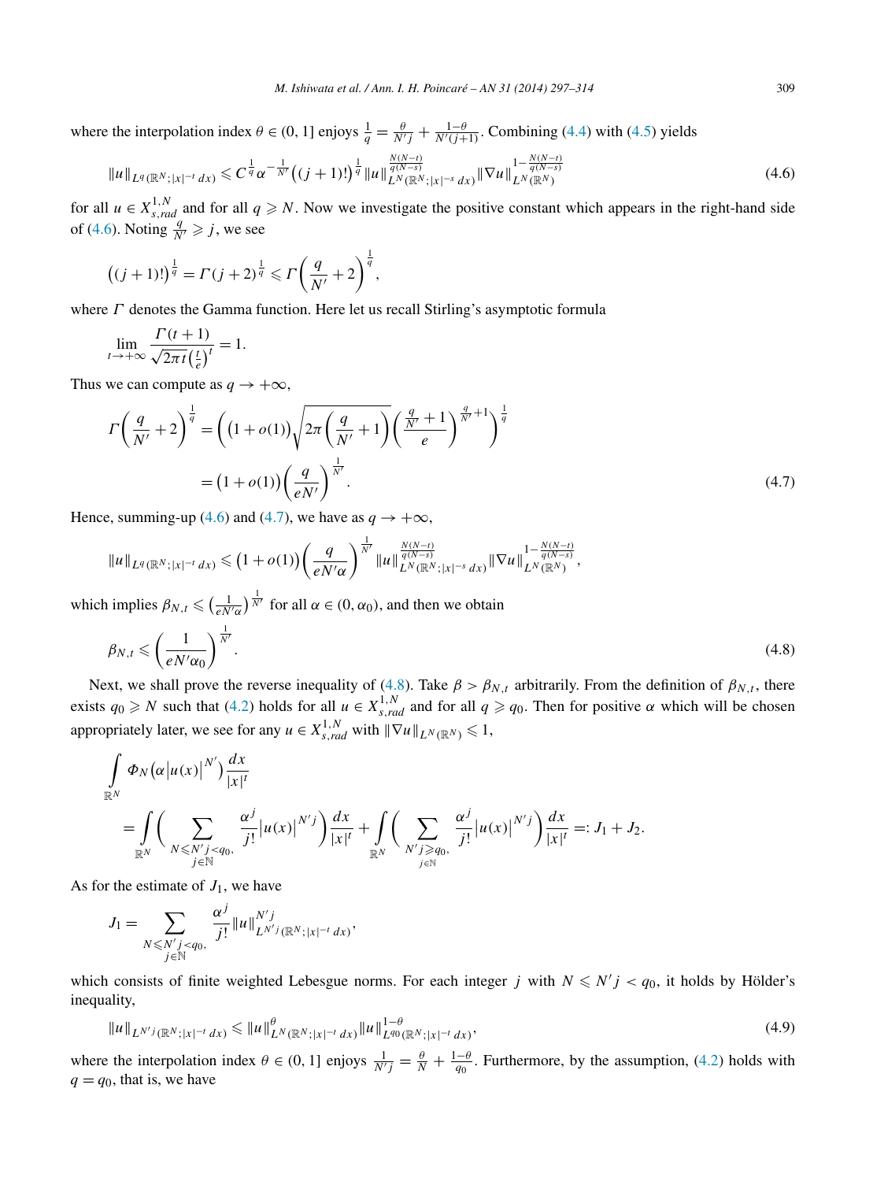where the interpolation index $\theta \in (0,1]$ enjoys $\frac{1}{q} = \frac{\theta}{N'j} + \frac{1-\theta}{N'(j+1)}$. Combining (4.4) with (4.5) yields

$$\|u\|_{L^q(\mathbb{R}^N;|x|^{-t}\,dx)} \leqslant C^{\frac{1}{q}} \alpha^{-\frac{1}{N'}} \big((j+1)!\big)^{\frac{1}{q}} \|u\|_{L^N(\mathbb{R}^N;|x|^{-s}\,dx)}^{\frac{N(N-t)}{q(N-s)}} \|\nabla u\|_{L^N(\mathbb{R}^N)}^{1-\frac{N(N-t)}{q(N-s)}} \tag{4.6}$$

for all $u \in X^{1,N}_{s,rad}$ and for all $q \geqslant N$. Now we investigate the positive constant which appears in the right-hand side of (4.6). Noting $\frac{q}{N'} \geqslant j$, we see

$$\big((j+1)!\big)^{\frac{1}{q}} = \Gamma(j+2)^{\frac{1}{q}} \leqslant \Gamma\left(\frac{q}{N'}+2\right)^{\frac{1}{q}},$$

where $\Gamma$ denotes the Gamma function. Here let us recall Stirling's asymptotic formula

$$\lim_{t\to+\infty} \frac{\Gamma(t+1)}{\sqrt{2\pi t}\left(\frac{t}{e}\right)^t} = 1.$$

Thus we can compute as $q \to +\infty$,

$$\begin{aligned}
\Gamma\left(\frac{q}{N'}+2\right)^{\frac{1}{q}} &= \left(\big(1+o(1)\big)\sqrt{2\pi\left(\frac{q}{N'}+1\right)}\left(\frac{\frac{q}{N'}+1}{e}\right)^{\frac{q}{N'}+1}\right)^{\frac{1}{q}} \\
&= \big(1+o(1)\big)\left(\frac{q}{eN'}\right)^{\frac{1}{N'}}.
\end{aligned} \tag{4.7}$$

Hence, summing-up (4.6) and (4.7), we have as $q \to +\infty$,

$$\|u\|_{L^q(\mathbb{R}^N;|x|^{-t}\,dx)} \leqslant \big(1+o(1)\big)\left(\frac{q}{eN'\alpha}\right)^{\frac{1}{N'}} \|u\|_{L^N(\mathbb{R}^N;|x|^{-s}\,dx)}^{\frac{N(N-t)}{q(N-s)}} \|\nabla u\|_{L^N(\mathbb{R}^N)}^{1-\frac{N(N-t)}{q(N-s)}},$$

which implies $\beta_{N,t} \leqslant \left(\frac{1}{eN'\alpha}\right)^{\frac{1}{N'}}$ for all $\alpha \in (0,\alpha_0)$, and then we obtain

$$\beta_{N,t} \leqslant \left(\frac{1}{eN'\alpha_0}\right)^{\frac{1}{N'}}. \tag{4.8}$$

Next, we shall prove the reverse inequality of (4.8). Take $\beta > \beta_{N,t}$ arbitrarily. From the definition of $\beta_{N,t}$, there exists $q_0 \geqslant N$ such that (4.2) holds for all $u \in X^{1,N}_{s,rad}$ and for all $q \geqslant q_0$. Then for positive $\alpha$ which will be chosen appropriately later, we see for any $u \in X^{1,N}_{s,rad}$ with $\|\nabla u\|_{L^N(\mathbb{R}^N)} \leqslant 1$,

$$\begin{aligned}
&\int_{\mathbb{R}^N} \Phi_N\big(\alpha|u(x)|^{N'}\big)\frac{dx}{|x|^t} \\
&\quad = \int_{\mathbb{R}^N}\left(\sum_{\substack{N\leqslant N'j<q_0,\\ j\in\mathbb{N}}} \frac{\alpha^j}{j!}|u(x)|^{N'j}\right)\frac{dx}{|x|^t} + \int_{\mathbb{R}^N}\left(\sum_{\substack{N'j\geqslant q_0,\\ j\in\mathbb{N}}} \frac{\alpha^j}{j!}|u(x)|^{N'j}\right)\frac{dx}{|x|^t} =: J_1 + J_2.
\end{aligned}$$

As for the estimate of $J_1$, we have

$$J_1 = \sum_{\substack{N\leqslant N'j<q_0,\\ j\in\mathbb{N}}} \frac{\alpha^j}{j!}\|u\|_{L^{N'j}(\mathbb{R}^N;|x|^{-t}\,dx)}^{N'j},$$

which consists of finite weighted Lebesgue norms. For each integer $j$ with $N \leqslant N'j < q_0$, it holds by Hölder's inequality,

$$\|u\|_{L^{N'j}(\mathbb{R}^N;|x|^{-t}\,dx)} \leqslant \|u\|_{L^N(\mathbb{R}^N;|x|^{-t}\,dx)}^{\theta}\|u\|_{L^{q_0}(\mathbb{R}^N;|x|^{-t}\,dx)}^{1-\theta}, \tag{4.9}$$

where the interpolation index $\theta \in (0,1]$ enjoys $\frac{1}{N'j} = \frac{\theta}{N} + \frac{1-\theta}{q_0}$. Furthermore, by the assumption, (4.2) holds with $q = q_0$, that is, we have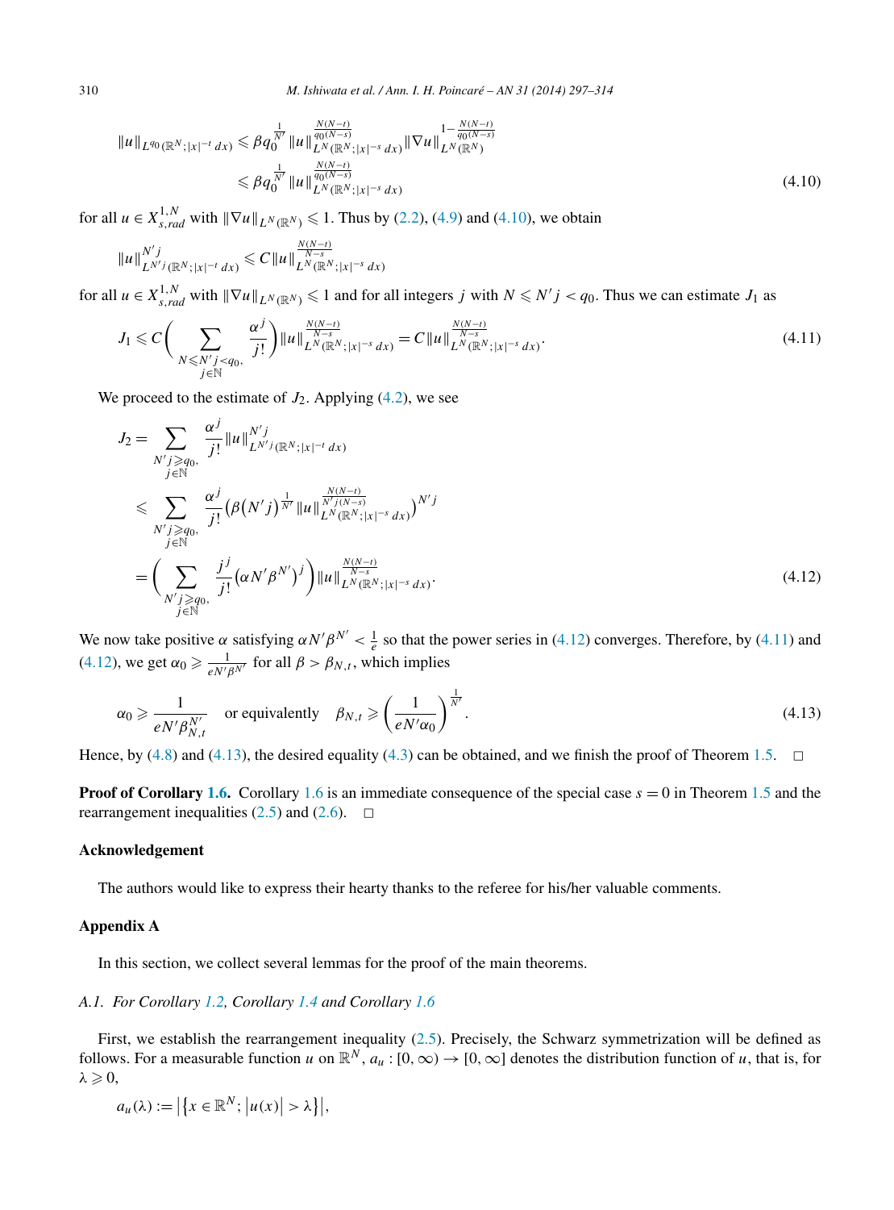$$
\begin{aligned}
\|u\|_{L^{q_0}(\mathbb{R}^N;|x|^{-t}\,dx)} &\leqslant \beta q_0^{\frac{1}{N'}} \|u\|_{L^N(\mathbb{R}^N;|x|^{-s}\,dx)}^{\frac{N(N-t)}{q_0(N-s)}} \|\nabla u\|_{L^N(\mathbb{R}^N)}^{1-\frac{N(N-t)}{q_0(N-s)}} \\
&\leqslant \beta q_0^{\frac{1}{N'}} \|u\|_{L^N(\mathbb{R}^N;|x|^{-s}\,dx)}^{\frac{N(N-t)}{q_0(N-s)}}
\end{aligned}
\tag{4.10}
$$

for all $u \in X^{1,N}_{s,rad}$ with $\|\nabla u\|_{L^N(\mathbb{R}^N)} \leqslant 1$. Thus by (2.2), (4.9) and (4.10), we obtain

$$
\|u\|_{L^{N'j}(\mathbb{R}^N;|x|^{-t}\,dx)}^{N'j} \leqslant C \|u\|_{L^N(\mathbb{R}^N;|x|^{-s}\,dx)}^{\frac{N(N-t)}{N-s}}
$$

for all $u \in X^{1,N}_{s,rad}$ with $\|\nabla u\|_{L^N(\mathbb{R}^N)} \leqslant 1$ and for all integers $j$ with $N \leqslant N'j < q_0$. Thus we can estimate $J_1$ as

$$
J_1 \leqslant C \Bigg( \sum_{\substack{N \leqslant N'j < q_0,\\ j \in \mathbb{N}}} \frac{\alpha^j}{j!} \Bigg) \|u\|_{L^N(\mathbb{R}^N;|x|^{-s}\,dx)}^{\frac{N(N-t)}{N-s}} = C \|u\|_{L^N(\mathbb{R}^N;|x|^{-s}\,dx)}^{\frac{N(N-t)}{N-s}}.
\tag{4.11}
$$

We proceed to the estimate of $J_2$. Applying (4.2), we see

$$
\begin{aligned}
J_2 &= \sum_{\substack{N'j \geqslant q_0,\\ j \in \mathbb{N}}} \frac{\alpha^j}{j!} \|u\|_{L^{N'j}(\mathbb{R}^N;|x|^{-t}\,dx)}^{N'j} \\
&\leqslant \sum_{\substack{N'j \geqslant q_0,\\ j \in \mathbb{N}}} \frac{\alpha^j}{j!} \Big( \beta (N'j)^{\frac{1}{N'}} \|u\|_{L^N(\mathbb{R}^N;|x|^{-s}\,dx)}^{\frac{N(N-t)}{N'j(N-s)}} \Big)^{N'j} \\
&= \Bigg( \sum_{\substack{N'j \geqslant q_0,\\ j \in \mathbb{N}}} \frac{j^j}{j!} \big( \alpha N' \beta^{N'} \big)^j \Bigg) \|u\|_{L^N(\mathbb{R}^N;|x|^{-s}\,dx)}^{\frac{N(N-t)}{N-s}}.
\end{aligned}
\tag{4.12}
$$

We now take positive $\alpha$ satisfying $\alpha N' \beta^{N'} < \frac{1}{e}$ so that the power series in (4.12) converges. Therefore, by (4.11) and (4.12), we get $\alpha_0 \geqslant \frac{1}{eN'\beta^{N'}}$ for all $\beta > \beta_{N,t}$, which implies

$$
\alpha_0 \geqslant \frac{1}{eN'\beta_{N,t}^{N'}} \quad \text{or equivalently} \quad \beta_{N,t} \geqslant \left( \frac{1}{eN'\alpha_0} \right)^{\frac{1}{N'}}.
\tag{4.13}
$$

Hence, by (4.8) and (4.13), the desired equality (4.3) can be obtained, and we finish the proof of Theorem 1.5. □

**Proof of Corollary 1.6.** Corollary 1.6 is an immediate consequence of the special case $s = 0$ in Theorem 1.5 and the rearrangement inequalities (2.5) and (2.6). □

## Acknowledgement

The authors would like to express their hearty thanks to the referee for his/her valuable comments.

## Appendix A

In this section, we collect several lemmas for the proof of the main theorems.

### *A.1. For Corollary 1.2, Corollary 1.4 and Corollary 1.6*

First, we establish the rearrangement inequality (2.5). Precisely, the Schwarz symmetrization will be defined as follows. For a measurable function $u$ on $\mathbb{R}^N$, $a_u : [0,\infty) \to [0,\infty]$ denotes the distribution function of $u$, that is, for $\lambda \geqslant 0$,

$$
a_u(\lambda) := \big| \big\{ x \in \mathbb{R}^N; \big| u(x) \big| > \lambda \big\} \big|,
$$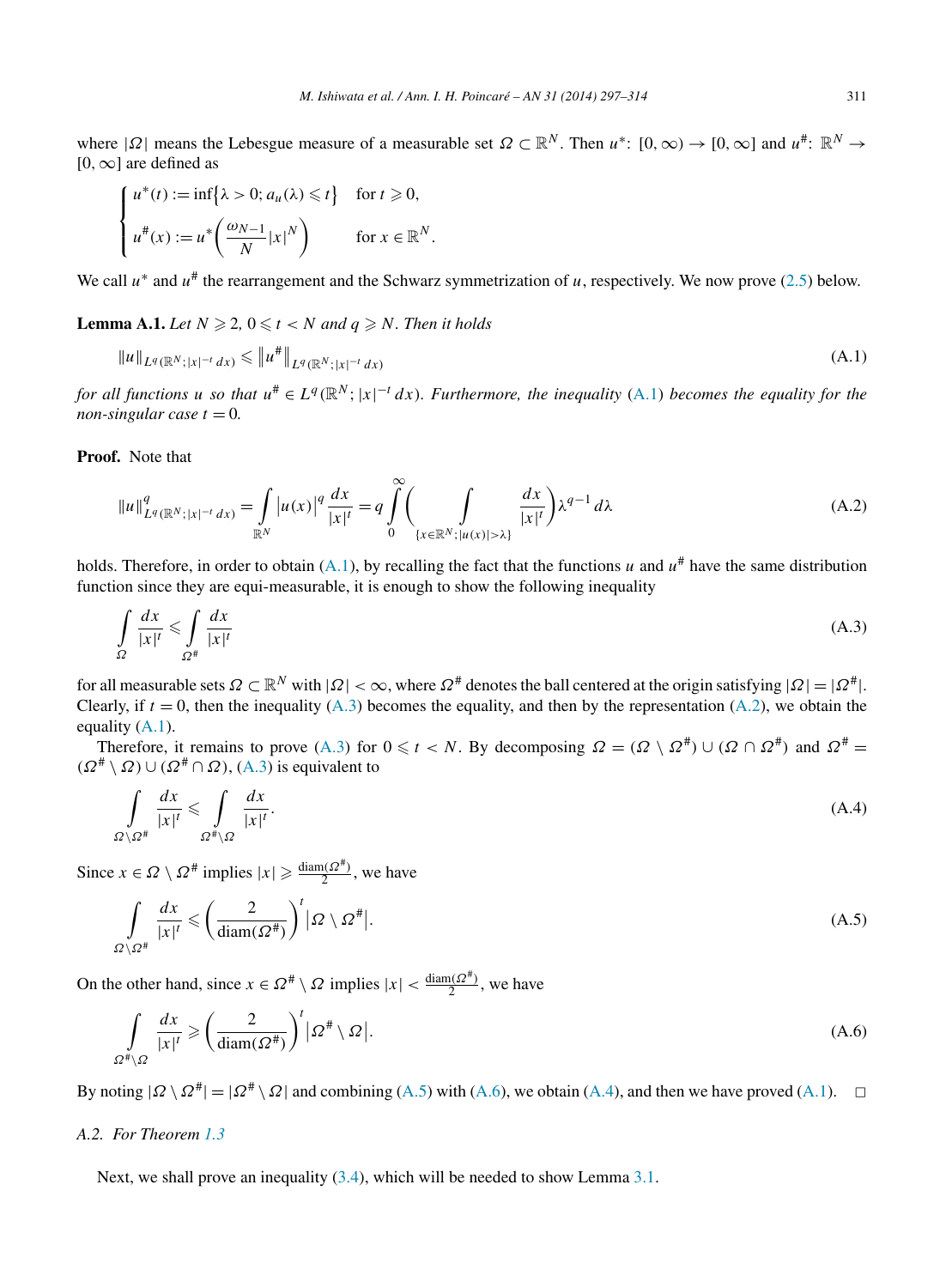where $|\Omega|$ means the Lebesgue measure of a measurable set $\Omega \subset \mathbb{R}^N$. Then $u^*\colon [0,\infty) \to [0,\infty]$ and $u^\#\colon \mathbb{R}^N \to [0,\infty]$ are defined as

$$
\begin{cases}
u^*(t) := \inf\{\lambda > 0;\, a_u(\lambda) \leqslant t\} & \text{for } t \geqslant 0,\\[2mm]
u^\#(x) := u^*\left(\dfrac{\omega_{N-1}}{N}|x|^N\right) & \text{for } x \in \mathbb{R}^N.
\end{cases}
$$

We call $u^*$ and $u^\#$ the rearrangement and the Schwarz symmetrization of $u$, respectively. We now prove (2.5) below.

**Lemma A.1.** *Let $N \geqslant 2$, $0 \leqslant t < N$ and $q \geqslant N$. Then it holds*

$$
\|u\|_{L^q(\mathbb{R}^N;|x|^{-t}\,dx)} \leqslant \|u^\#\|_{L^q(\mathbb{R}^N;|x|^{-t}\,dx)} \tag{A.1}
$$

*for all functions $u$ so that $u^\# \in L^q(\mathbb{R}^N;|x|^{-t}\,dx)$. Furthermore, the inequality (A.1) becomes the equality for the non-singular case $t = 0$.*

**Proof.** Note that

$$
\|u\|^q_{L^q(\mathbb{R}^N;|x|^{-t}\,dx)} = \int_{\mathbb{R}^N} |u(x)|^q \frac{dx}{|x|^t} = q\int_0^\infty \left( \int_{\{x\in\mathbb{R}^N;\,|u(x)|>\lambda\}} \frac{dx}{|x|^t}\right)\lambda^{q-1}\,d\lambda \tag{A.2}
$$

holds. Therefore, in order to obtain (A.1), by recalling the fact that the functions $u$ and $u^\#$ have the same distribution function since they are equi-measurable, it is enough to show the following inequality

$$
\int_\Omega \frac{dx}{|x|^t} \leqslant \int_{\Omega^\#} \frac{dx}{|x|^t} \tag{A.3}
$$

for all measurable sets $\Omega \subset \mathbb{R}^N$ with $|\Omega| < \infty$, where $\Omega^\#$ denotes the ball centered at the origin satisfying $|\Omega| = |\Omega^\#|$. Clearly, if $t = 0$, then the inequality (A.3) becomes the equality, and then by the representation (A.2), we obtain the equality (A.1).

Therefore, it remains to prove (A.3) for $0 \leqslant t < N$. By decomposing $\Omega = (\Omega \setminus \Omega^\#) \cup (\Omega \cap \Omega^\#)$ and $\Omega^\# = (\Omega^\# \setminus \Omega) \cup (\Omega^\# \cap \Omega)$, (A.3) is equivalent to

$$
\int_{\Omega\setminus\Omega^\#} \frac{dx}{|x|^t} \leqslant \int_{\Omega^\#\setminus\Omega} \frac{dx}{|x|^t}. \tag{A.4}
$$

Since $x \in \Omega \setminus \Omega^\#$ implies $|x| \geqslant \frac{\operatorname{diam}(\Omega^\#)}{2}$, we have

$$
\int_{\Omega\setminus\Omega^\#} \frac{dx}{|x|^t} \leqslant \left(\frac{2}{\operatorname{diam}(\Omega^\#)}\right)^t |\Omega \setminus \Omega^\#|. \tag{A.5}
$$

On the other hand, since $x \in \Omega^\# \setminus \Omega$ implies $|x| < \frac{\operatorname{diam}(\Omega^\#)}{2}$, we have

$$
\int_{\Omega^\#\setminus\Omega} \frac{dx}{|x|^t} \geqslant \left(\frac{2}{\operatorname{diam}(\Omega^\#)}\right)^t |\Omega^\# \setminus \Omega|. \tag{A.6}
$$

By noting $|\Omega \setminus \Omega^\#| = |\Omega^\# \setminus \Omega|$ and combining (A.5) with (A.6), we obtain (A.4), and then we have proved (A.1). $\square$

*A.2. For Theorem 1.3*

Next, we shall prove an inequality (3.4), which will be needed to show Lemma 3.1.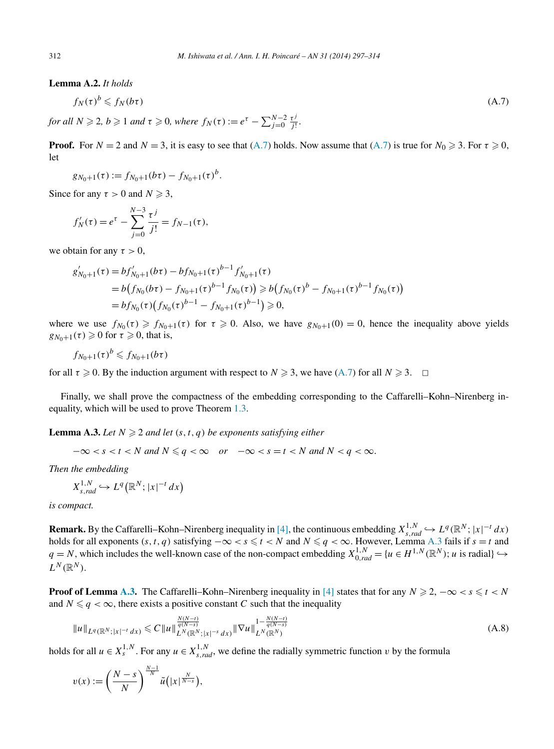**Lemma A.2.** *It holds*

$$f_N(\tau)^b \leqslant f_N(b\tau) \tag{A.7}$$

*for all* $N \geqslant 2$, $b \geqslant 1$ *and* $\tau \geqslant 0$, *where* $f_N(\tau) := e^\tau - \sum_{j=0}^{N-2} \frac{\tau^j}{j!}$.

**Proof.** For $N = 2$ and $N = 3$, it is easy to see that (A.7) holds. Now assume that (A.7) is true for $N_0 \geqslant 3$. For $\tau \geqslant 0$, let

$$g_{N_0+1}(\tau) := f_{N_0+1}(b\tau) - f_{N_0+1}(\tau)^b.$$

Since for any $\tau > 0$ and $N \geqslant 3$,

$$f_N'(\tau) = e^\tau - \sum_{j=0}^{N-3} \frac{\tau^j}{j!} = f_{N-1}(\tau),$$

we obtain for any $\tau > 0$,

$$\begin{aligned}
g_{N_0+1}'(\tau) &= b f_{N_0+1}'(b\tau) - b f_{N_0+1}(\tau)^{b-1} f_{N_0+1}'(\tau) \\
&= b\big(f_{N_0}(b\tau) - f_{N_0+1}(\tau)^{b-1} f_{N_0}(\tau)\big) \geqslant b\big(f_{N_0}(\tau)^b - f_{N_0+1}(\tau)^{b-1} f_{N_0}(\tau)\big) \\
&= b f_{N_0}(\tau)\big(f_{N_0}(\tau)^{b-1} - f_{N_0+1}(\tau)^{b-1}\big) \geqslant 0,
\end{aligned}$$

where we use $f_{N_0}(\tau) \geqslant f_{N_0+1}(\tau)$ for $\tau \geqslant 0$. Also, we have $g_{N_0+1}(0) = 0$, hence the inequality above yields $g_{N_0+1}(\tau) \geqslant 0$ for $\tau \geqslant 0$, that is,

$$f_{N_0+1}(\tau)^b \leqslant f_{N_0+1}(b\tau)$$

for all $\tau \geqslant 0$. By the induction argument with respect to $N \geqslant 3$, we have (A.7) for all $N \geqslant 3$. $\square$

Finally, we shall prove the compactness of the embedding corresponding to the Caffarelli–Kohn–Nirenberg inequality, which will be used to prove Theorem 1.3.

**Lemma A.3.** *Let* $N \geqslant 2$ *and let* $(s, t, q)$ *be exponents satisfying either*

$$-\infty < s < t < N \text{ and } N \leqslant q < \infty \quad \text{or} \quad -\infty < s = t < N \text{ and } N < q < \infty.$$

*Then the embedding*

$$X_{s,rad}^{1,N} \hookrightarrow L^q\big(\mathbb{R}^N; |x|^{-t}\,dx\big)$$

*is compact.*

**Remark.** By the Caffarelli–Kohn–Nirenberg inequality in [4], the continuous embedding $X_{s,rad}^{1,N} \hookrightarrow L^q(\mathbb{R}^N; |x|^{-t}\,dx)$ holds for all exponents $(s, t, q)$ satisfying $-\infty < s \leqslant t < N$ and $N \leqslant q < \infty$. However, Lemma A.3 fails if $s = t$ and $q = N$, which includes the well-known case of the non-compact embedding $X_{0,rad}^{1,N} = \{u \in H^{1,N}(\mathbb{R}^N);\, u \text{ is radial}\} \hookrightarrow L^N(\mathbb{R}^N)$.

**Proof of Lemma A.3.** The Caffarelli–Kohn–Nirenberg inequality in [4] states that for any $N \geqslant 2$, $-\infty < s \leqslant t < N$ and $N \leqslant q < \infty$, there exists a positive constant $C$ such that the inequality

$$\|u\|_{L^q(\mathbb{R}^N; |x|^{-t}\,dx)} \leqslant C \|u\|_{L^N(\mathbb{R}^N; |x|^{-s}\,dx)}^{\frac{N(N-t)}{q(N-s)}} \|\nabla u\|_{L^N(\mathbb{R}^N)}^{1 - \frac{N(N-t)}{q(N-s)}} \tag{A.8}$$

holds for all $u \in X_s^{1,N}$. For any $u \in X_{s,rad}^{1,N}$, we define the radially symmetric function $v$ by the formula

$$v(x) := \left(\frac{N-s}{N}\right)^{\frac{N-1}{N}} \tilde{u}\big(|x|^{\frac{N}{N-s}}\big),$$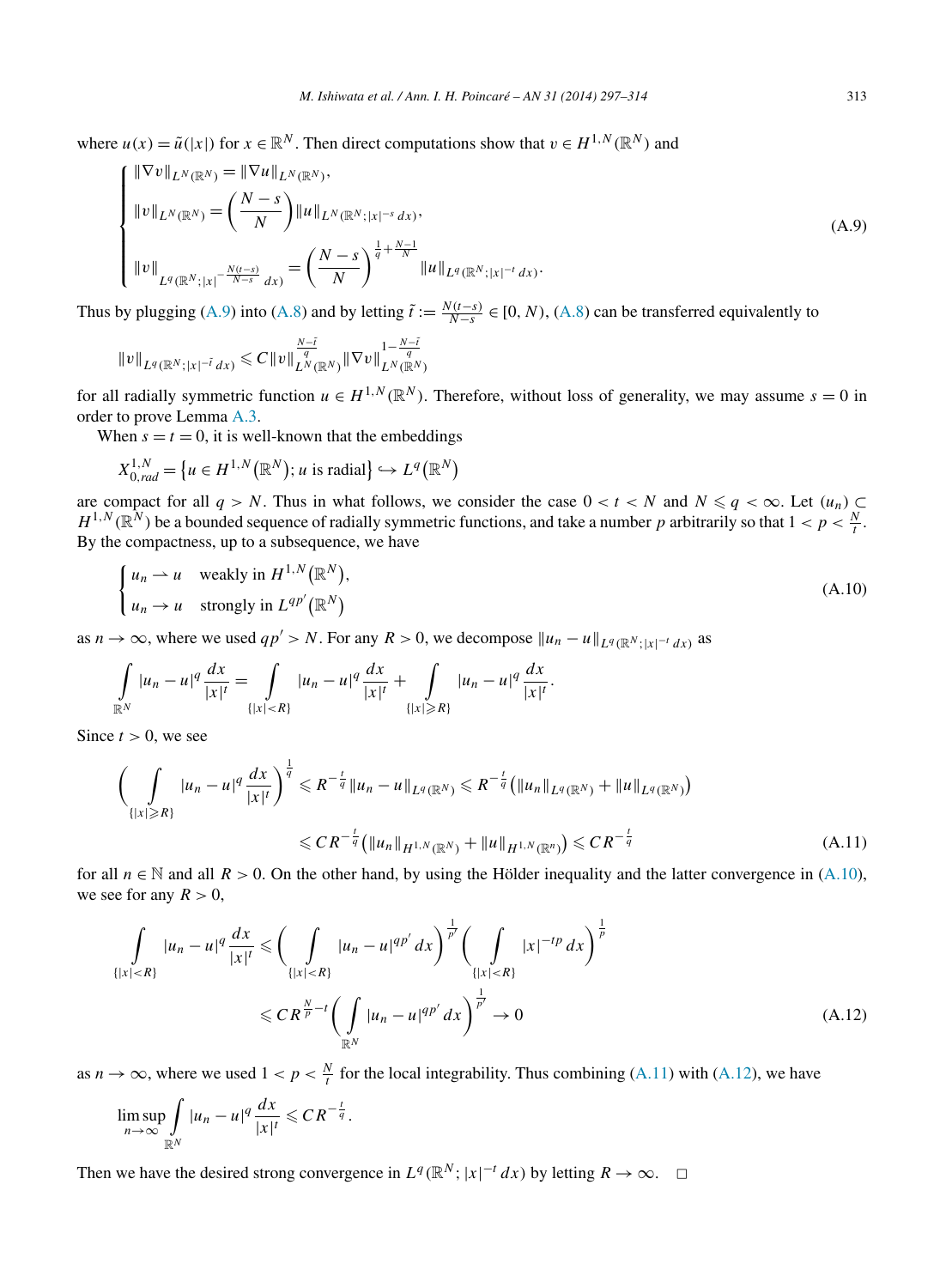where $u(x) = \tilde{u}(|x|)$ for $x \in \mathbb{R}^N$. Then direct computations show that $v \in H^{1,N}(\mathbb{R}^N)$ and

$$
\begin{cases}
\|\nabla v\|_{L^N(\mathbb{R}^N)} = \|\nabla u\|_{L^N(\mathbb{R}^N)}, \\
\|v\|_{L^N(\mathbb{R}^N)} = \left(\dfrac{N-s}{N}\right)\|u\|_{L^N(\mathbb{R}^N;|x|^{-s}\,dx)}, \\
\|v\|_{L^q(\mathbb{R}^N;|x|^{-\frac{N(t-s)}{N-s}}\,dx)} = \left(\dfrac{N-s}{N}\right)^{\frac{1}{q}+\frac{N-1}{N}}\|u\|_{L^q(\mathbb{R}^N;|x|^{-t}\,dx)}.
\end{cases}
\tag{A.9}
$$

Thus by plugging (A.9) into (A.8) and by letting $\tilde{t} := \frac{N(t-s)}{N-s} \in [0, N)$, (A.8) can be transferred equivalently to

$$
\|v\|_{L^q(\mathbb{R}^N;|x|^{-\tilde{t}}\,dx)} \leqslant C\|v\|_{L^N(\mathbb{R}^N)}^{\frac{N-\tilde{t}}{q}}\|\nabla v\|_{L^N(\mathbb{R}^N)}^{1-\frac{N-\tilde{t}}{q}}
$$

for all radially symmetric function $u \in H^{1,N}(\mathbb{R}^N)$. Therefore, without loss of generality, we may assume $s = 0$ in order to prove Lemma A.3.

When $s = t = 0$, it is well-known that the embeddings

$$
X_{0,rad}^{1,N} = \left\{u \in H^{1,N}(\mathbb{R}^N);\, u \text{ is radial}\right\} \hookrightarrow L^q(\mathbb{R}^N)
$$

are compact for all $q > N$. Thus in what follows, we consider the case $0 < t < N$ and $N \leqslant q < \infty$. Let $(u_n) \subset H^{1,N}(\mathbb{R}^N)$ be a bounded sequence of radially symmetric functions, and take a number $p$ arbitrarily so that $1 < p < \frac{N}{t}$. By the compactness, up to a subsequence, we have

$$
\begin{cases}
u_n \rightharpoonup u \quad \text{weakly in } H^{1,N}(\mathbb{R}^N), \\
u_n \to u \quad \text{strongly in } L^{qp'}(\mathbb{R}^N)
\end{cases}
\tag{A.10}
$$

as $n \to \infty$, where we used $qp' > N$. For any $R > 0$, we decompose $\|u_n - u\|_{L^q(\mathbb{R}^N;|x|^{-t}\,dx)}$ as

$$
\int_{\mathbb{R}^N} |u_n - u|^q \frac{dx}{|x|^t} = \int_{\{|x|<R\}} |u_n - u|^q \frac{dx}{|x|^t} + \int_{\{|x|\geqslant R\}} |u_n - u|^q \frac{dx}{|x|^t}.
$$

Since $t > 0$, we see

$$
\begin{aligned}
\left(\int_{\{|x|\geqslant R\}} |u_n - u|^q \frac{dx}{|x|^t}\right)^{\frac{1}{q}} &\leqslant R^{-\frac{t}{q}}\|u_n - u\|_{L^q(\mathbb{R}^N)} \leqslant R^{-\frac{t}{q}}\left(\|u_n\|_{L^q(\mathbb{R}^N)} + \|u\|_{L^q(\mathbb{R}^N)}\right) \\
&\leqslant CR^{-\frac{t}{q}}\left(\|u_n\|_{H^{1,N}(\mathbb{R}^N)} + \|u\|_{H^{1,N}(\mathbb{R}^n)}\right) \leqslant CR^{-\frac{t}{q}}
\end{aligned}
\tag{A.11}
$$

for all $n \in \mathbb{N}$ and all $R > 0$. On the other hand, by using the Hölder inequality and the latter convergence in (A.10), we see for any $R > 0$,

$$
\begin{aligned}
\int_{\{|x|<R\}} |u_n - u|^q \frac{dx}{|x|^t} &\leqslant \left(\int_{\{|x|<R\}} |u_n - u|^{qp'}\,dx\right)^{\frac{1}{p'}}\left(\int_{\{|x|<R\}} |x|^{-tp}\,dx\right)^{\frac{1}{p}} \\
&\leqslant CR^{\frac{N}{p}-t}\left(\int_{\mathbb{R}^N} |u_n - u|^{qp'}\,dx\right)^{\frac{1}{p'}} \to 0
\end{aligned}
\tag{A.12}
$$

as $n \to \infty$, where we used $1 < p < \frac{N}{t}$ for the local integrability. Thus combining (A.11) with (A.12), we have

$$
\limsup_{n\to\infty} \int_{\mathbb{R}^N} |u_n - u|^q \frac{dx}{|x|^t} \leqslant CR^{-\frac{t}{q}}.
$$

Then we have the desired strong convergence in $L^q(\mathbb{R}^N; |x|^{-t}\,dx)$ by letting $R \to \infty$. $\square$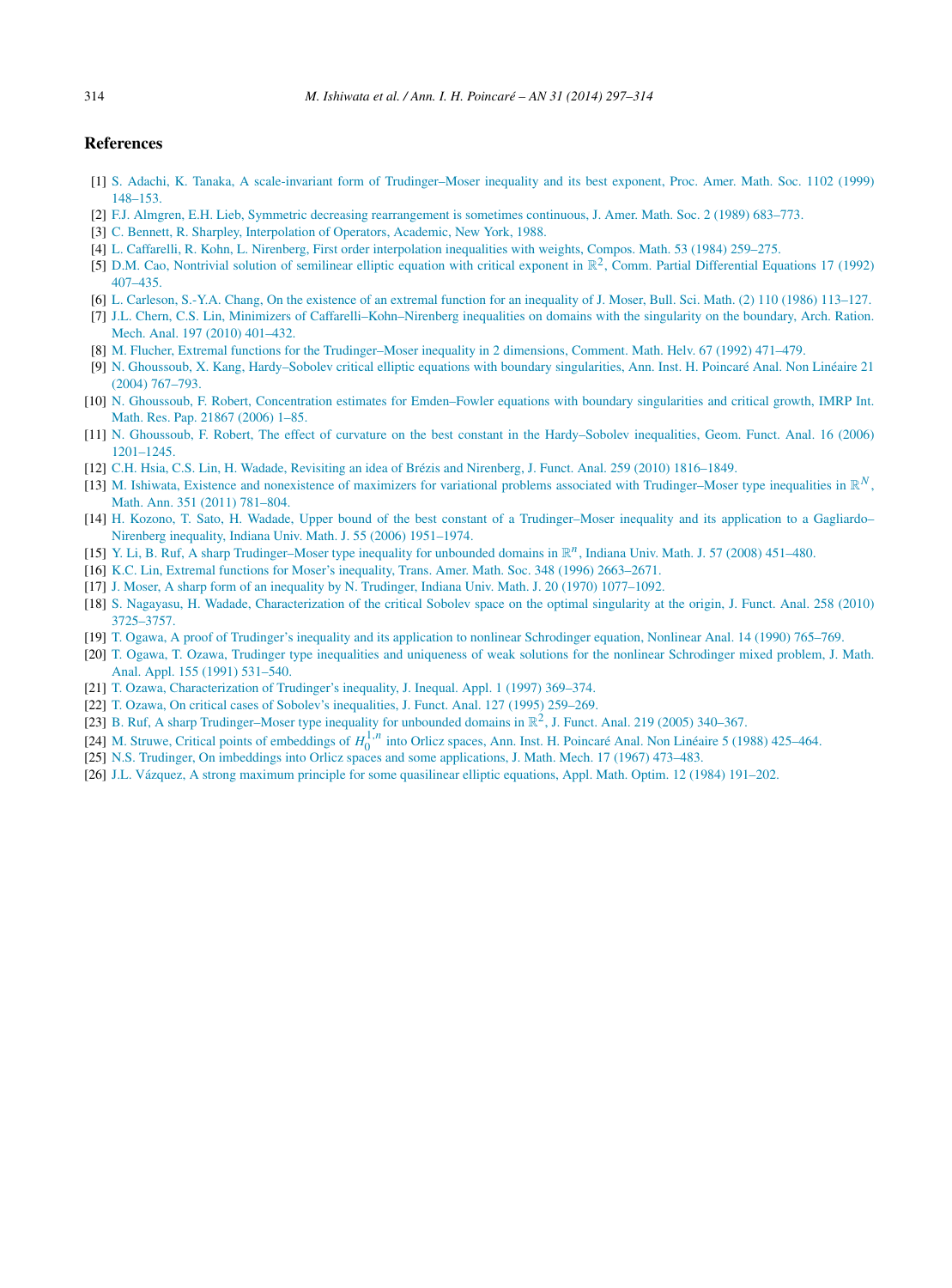## References

[1] S. Adachi, K. Tanaka, A scale-invariant form of Trudinger–Moser inequality and its best exponent, Proc. Amer. Math. Soc. 1102 (1999) 148–153.

[2] F.J. Almgren, E.H. Lieb, Symmetric decreasing rearrangement is sometimes continuous, J. Amer. Math. Soc. 2 (1989) 683–773.

[3] C. Bennett, R. Sharpley, Interpolation of Operators, Academic, New York, 1988.

[4] L. Caffarelli, R. Kohn, L. Nirenberg, First order interpolation inequalities with weights, Compos. Math. 53 (1984) 259–275.

[5] D.M. Cao, Nontrivial solution of semilinear elliptic equation with critical exponent in $\mathbb{R}^2$, Comm. Partial Differential Equations 17 (1992) 407–435.

[6] L. Carleson, S.-Y.A. Chang, On the existence of an extremal function for an inequality of J. Moser, Bull. Sci. Math. (2) 110 (1986) 113–127.

[7] J.L. Chern, C.S. Lin, Minimizers of Caffarelli–Kohn–Nirenberg inequalities on domains with the singularity on the boundary, Arch. Ration. Mech. Anal. 197 (2010) 401–432.

[8] M. Flucher, Extremal functions for the Trudinger–Moser inequality in 2 dimensions, Comment. Math. Helv. 67 (1992) 471–479.

[9] N. Ghoussoub, X. Kang, Hardy–Sobolev critical elliptic equations with boundary singularities, Ann. Inst. H. Poincaré Anal. Non Linéaire 21 (2004) 767–793.

[10] N. Ghoussoub, F. Robert, Concentration estimates for Emden–Fowler equations with boundary singularities and critical growth, IMRP Int. Math. Res. Pap. 21867 (2006) 1–85.

[11] N. Ghoussoub, F. Robert, The effect of curvature on the best constant in the Hardy–Sobolev inequalities, Geom. Funct. Anal. 16 (2006) 1201–1245.

[12] C.H. Hsia, C.S. Lin, H. Wadade, Revisiting an idea of Brézis and Nirenberg, J. Funct. Anal. 259 (2010) 1816–1849.

[13] M. Ishiwata, Existence and nonexistence of maximizers for variational problems associated with Trudinger–Moser type inequalities in $\mathbb{R}^N$, Math. Ann. 351 (2011) 781–804.

[14] H. Kozono, T. Sato, H. Wadade, Upper bound of the best constant of a Trudinger–Moser inequality and its application to a Gagliardo–Nirenberg inequality, Indiana Univ. Math. J. 55 (2006) 1951–1974.

[15] Y. Li, B. Ruf, A sharp Trudinger–Moser type inequality for unbounded domains in $\mathbb{R}^n$, Indiana Univ. Math. J. 57 (2008) 451–480.

[16] K.C. Lin, Extremal functions for Moser's inequality, Trans. Amer. Math. Soc. 348 (1996) 2663–2671.

[17] J. Moser, A sharp form of an inequality by N. Trudinger, Indiana Univ. Math. J. 20 (1970) 1077–1092.

[18] S. Nagayasu, H. Wadade, Characterization of the critical Sobolev space on the optimal singularity at the origin, J. Funct. Anal. 258 (2010) 3725–3757.

[19] T. Ogawa, A proof of Trudinger's inequality and its application to nonlinear Schrodinger equation, Nonlinear Anal. 14 (1990) 765–769.

[20] T. Ogawa, T. Ozawa, Trudinger type inequalities and uniqueness of weak solutions for the nonlinear Schrodinger mixed problem, J. Math. Anal. Appl. 155 (1991) 531–540.

[21] T. Ozawa, Characterization of Trudinger's inequality, J. Inequal. Appl. 1 (1997) 369–374.

[22] T. Ozawa, On critical cases of Sobolev's inequalities, J. Funct. Anal. 127 (1995) 259–269.

[23] B. Ruf, A sharp Trudinger–Moser type inequality for unbounded domains in $\mathbb{R}^2$, J. Funct. Anal. 219 (2005) 340–367.

[24] M. Struwe, Critical points of embeddings of $H_0^{1,n}$ into Orlicz spaces, Ann. Inst. H. Poincaré Anal. Non Linéaire 5 (1988) 425–464.

[25] N.S. Trudinger, On imbeddings into Orlicz spaces and some applications, J. Math. Mech. 17 (1967) 473–483.

[26] J.L. Vázquez, A strong maximum principle for some quasilinear elliptic equations, Appl. Math. Optim. 12 (1984) 191–202.